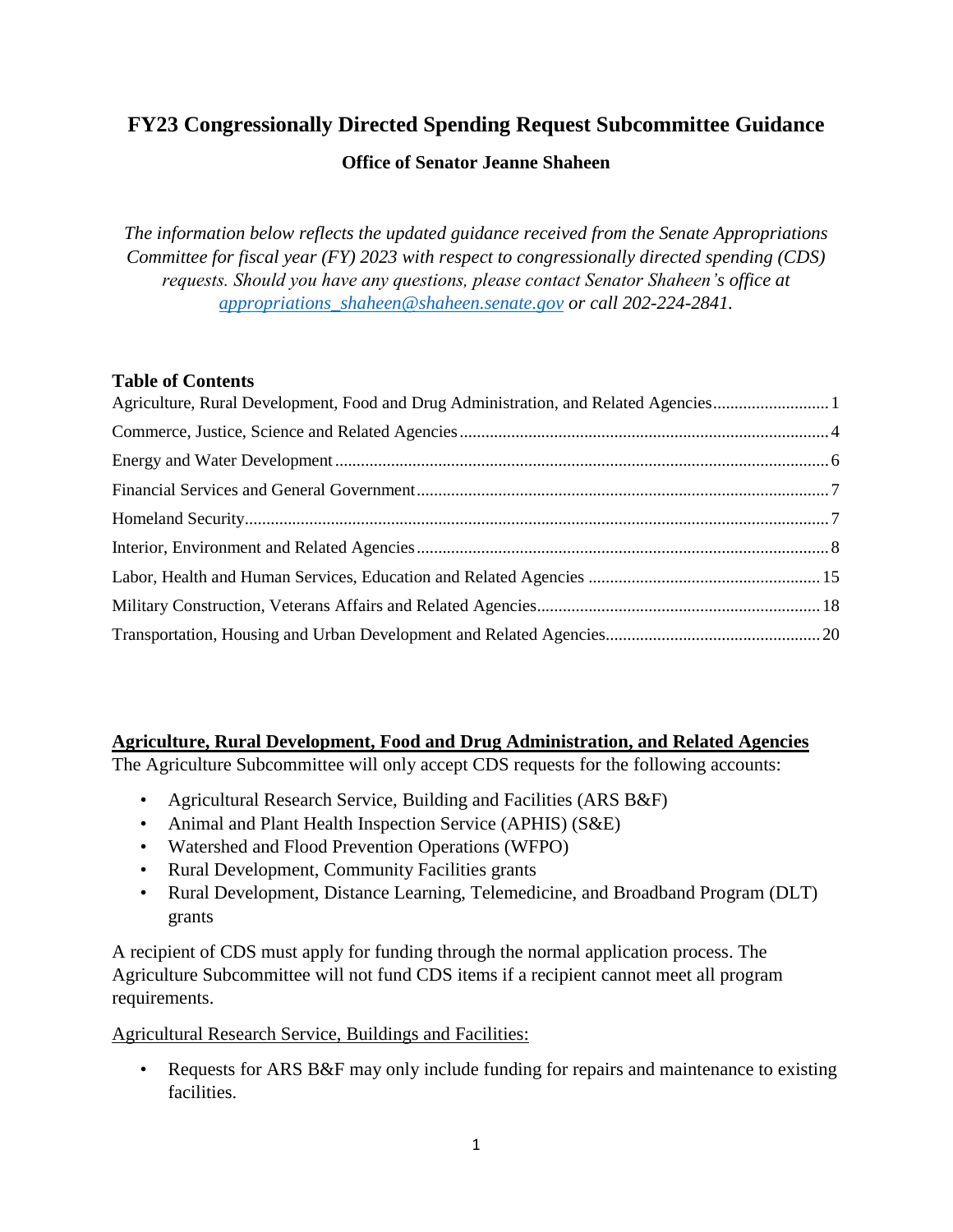# FY23 Congressionally Directed Spending Request Subcommittee Guidance

## Office of Senator Jeanne Shaheen

*The information below reflects the updated guidance received from the Senate Appropriations Committee for fiscal year (FY) 2023 with respect to congressionally directed spending (CDS) requests. Should you have any questions, please contact Senator Shaheen's office at [appropriations_shaheen@shaheen.senate.gov](mailto:appropriations_shaheen@shaheen.senate.gov) or call 202-224-2841.*

**Table of Contents**

- Agriculture, Rural Development, Food and Drug Administration, and Related Agencies .......... 1
- Commerce, Justice, Science and Related Agencies .......... 4
- Energy and Water Development .......... 6
- Financial Services and General Government .......... 7
- Homeland Security .......... 7
- Interior, Environment and Related Agencies .......... 8
- Labor, Health and Human Services, Education and Related Agencies .......... 15
- Military Construction, Veterans Affairs and Related Agencies .......... 18
- Transportation, Housing and Urban Development and Related Agencies .......... 20

## Agriculture, Rural Development, Food and Drug Administration, and Related Agencies

The Agriculture Subcommittee will only accept CDS requests for the following accounts:

- Agricultural Research Service, Building and Facilities (ARS B&F)
- Animal and Plant Health Inspection Service (APHIS) (S&E)
- Watershed and Flood Prevention Operations (WFPO)
- Rural Development, Community Facilities grants
- Rural Development, Distance Learning, Telemedicine, and Broadband Program (DLT) grants

A recipient of CDS must apply for funding through the normal application process. The Agriculture Subcommittee will not fund CDS items if a recipient cannot meet all program requirements.

Agricultural Research Service, Buildings and Facilities:

- Requests for ARS B&F may only include funding for repairs and maintenance to existing facilities.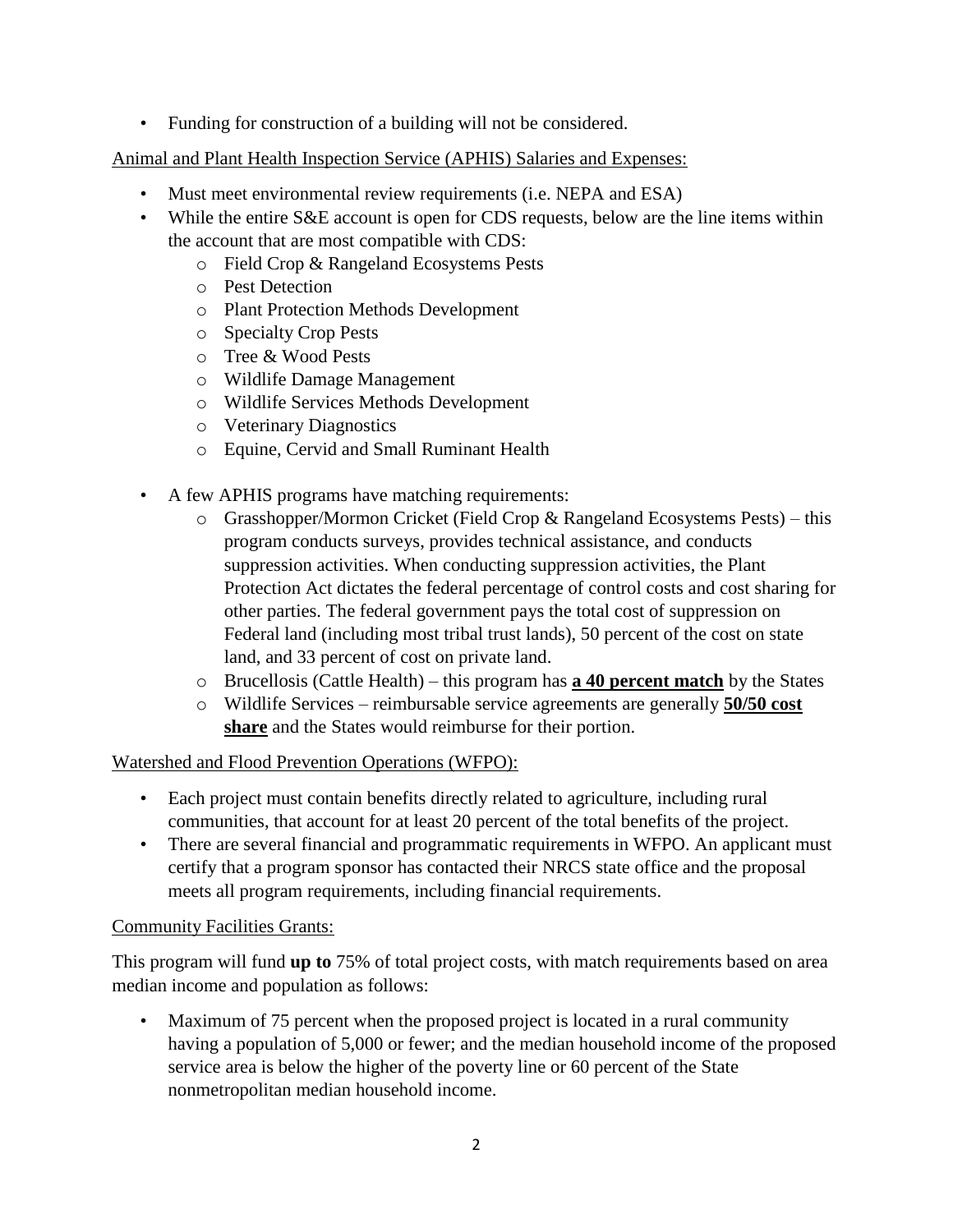- Funding for construction of a building will not be considered.

<u>Animal and Plant Health Inspection Service (APHIS) Salaries and Expenses:</u>

- Must meet environmental review requirements (i.e. NEPA and ESA)
- While the entire S&E account is open for CDS requests, below are the line items within the account that are most compatible with CDS:
  - Field Crop & Rangeland Ecosystems Pests
  - Pest Detection
  - Plant Protection Methods Development
  - Specialty Crop Pests
  - Tree & Wood Pests
  - Wildlife Damage Management
  - Wildlife Services Methods Development
  - Veterinary Diagnostics
  - Equine, Cervid and Small Ruminant Health

- A few APHIS programs have matching requirements:
  - Grasshopper/Mormon Cricket (Field Crop & Rangeland Ecosystems Pests) – this program conducts surveys, provides technical assistance, and conducts suppression activities. When conducting suppression activities, the Plant Protection Act dictates the federal percentage of control costs and cost sharing for other parties. The federal government pays the total cost of suppression on Federal land (including most tribal trust lands), 50 percent of the cost on state land, and 33 percent of cost on private land.
  - Brucellosis (Cattle Health) – this program has **<u>a 40 percent match</u>** by the States
  - Wildlife Services – reimbursable service agreements are generally **<u>50/50 cost share</u>** and the States would reimburse for their portion.

<u>Watershed and Flood Prevention Operations (WFPO):</u>

- Each project must contain benefits directly related to agriculture, including rural communities, that account for at least 20 percent of the total benefits of the project.
- There are several financial and programmatic requirements in WFPO. An applicant must certify that a program sponsor has contacted their NRCS state office and the proposal meets all program requirements, including financial requirements.

<u>Community Facilities Grants:</u>

This program will fund **up to** 75% of total project costs, with match requirements based on area median income and population as follows:

- Maximum of 75 percent when the proposed project is located in a rural community having a population of 5,000 or fewer; and the median household income of the proposed service area is below the higher of the poverty line or 60 percent of the State nonmetropolitan median household income.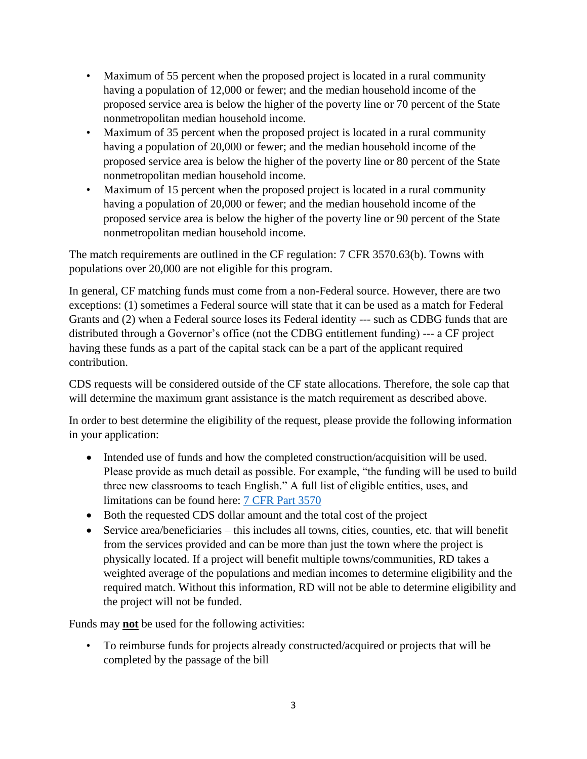- Maximum of 55 percent when the proposed project is located in a rural community having a population of 12,000 or fewer; and the median household income of the proposed service area is below the higher of the poverty line or 70 percent of the State nonmetropolitan median household income.
- Maximum of 35 percent when the proposed project is located in a rural community having a population of 20,000 or fewer; and the median household income of the proposed service area is below the higher of the poverty line or 80 percent of the State nonmetropolitan median household income.
- Maximum of 15 percent when the proposed project is located in a rural community having a population of 20,000 or fewer; and the median household income of the proposed service area is below the higher of the poverty line or 90 percent of the State nonmetropolitan median household income.

The match requirements are outlined in the CF regulation: 7 CFR 3570.63(b). Towns with populations over 20,000 are not eligible for this program.

In general, CF matching funds must come from a non-Federal source. However, there are two exceptions: (1) sometimes a Federal source will state that it can be used as a match for Federal Grants and (2) when a Federal source loses its Federal identity --- such as CDBG funds that are distributed through a Governor's office (not the CDBG entitlement funding) --- a CF project having these funds as a part of the capital stack can be a part of the applicant required contribution.

CDS requests will be considered outside of the CF state allocations. Therefore, the sole cap that will determine the maximum grant assistance is the match requirement as described above.

In order to best determine the eligibility of the request, please provide the following information in your application:

- Intended use of funds and how the completed construction/acquisition will be used. Please provide as much detail as possible. For example, "the funding will be used to build three new classrooms to teach English." A full list of eligible entities, uses, and limitations can be found here: [7 CFR Part 3570]
- Both the requested CDS dollar amount and the total cost of the project
- Service area/beneficiaries – this includes all towns, cities, counties, etc. that will benefit from the services provided and can be more than just the town where the project is physically located. If a project will benefit multiple towns/communities, RD takes a weighted average of the populations and median incomes to determine eligibility and the required match. Without this information, RD will not be able to determine eligibility and the project will not be funded.

Funds may **not** be used for the following activities:

- To reimburse funds for projects already constructed/acquired or projects that will be completed by the passage of the bill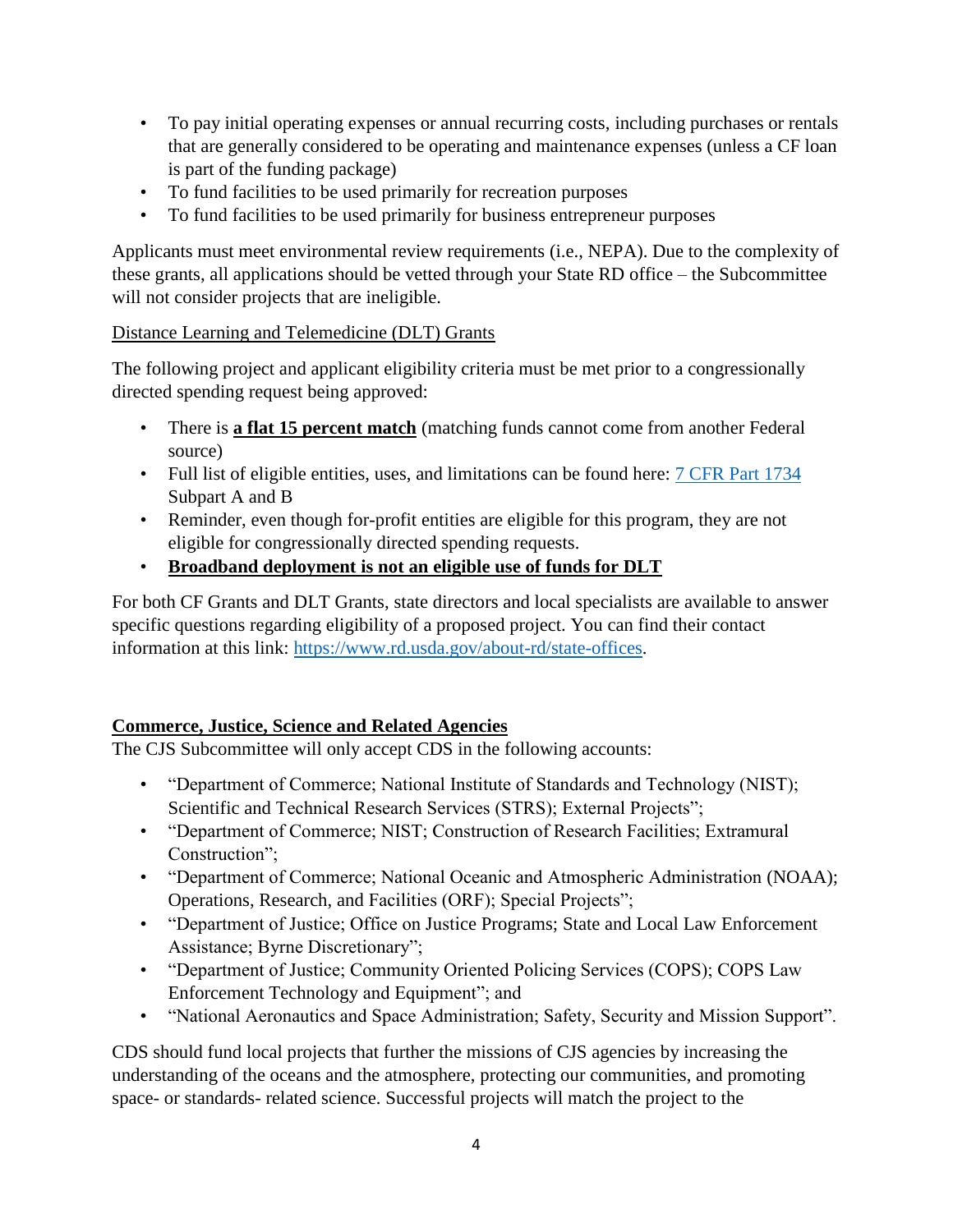- To pay initial operating expenses or annual recurring costs, including purchases or rentals that are generally considered to be operating and maintenance expenses (unless a CF loan is part of the funding package)
- To fund facilities to be used primarily for recreation purposes
- To fund facilities to be used primarily for business entrepreneur purposes

Applicants must meet environmental review requirements (i.e., NEPA). Due to the complexity of these grants, all applications should be vetted through your State RD office – the Subcommittee will not consider projects that are ineligible.

Distance Learning and Telemedicine (DLT) Grants

The following project and applicant eligibility criteria must be met prior to a congressionally directed spending request being approved:

- There is **a flat 15 percent match** (matching funds cannot come from another Federal source)
- Full list of eligible entities, uses, and limitations can be found here: [7 CFR Part 1734](#) Subpart A and B
- Reminder, even though for-profit entities are eligible for this program, they are not eligible for congressionally directed spending requests.
- **Broadband deployment is not an eligible use of funds for DLT**

For both CF Grants and DLT Grants, state directors and local specialists are available to answer specific questions regarding eligibility of a proposed project. You can find their contact information at this link: [https://www.rd.usda.gov/about-rd/state-offices](https://www.rd.usda.gov/about-rd/state-offices).

## Commerce, Justice, Science and Related Agencies

The CJS Subcommittee will only accept CDS in the following accounts:

- "Department of Commerce; National Institute of Standards and Technology (NIST); Scientific and Technical Research Services (STRS); External Projects";
- "Department of Commerce; NIST; Construction of Research Facilities; Extramural Construction";
- "Department of Commerce; National Oceanic and Atmospheric Administration (NOAA); Operations, Research, and Facilities (ORF); Special Projects";
- "Department of Justice; Office on Justice Programs; State and Local Law Enforcement Assistance; Byrne Discretionary";
- "Department of Justice; Community Oriented Policing Services (COPS); COPS Law Enforcement Technology and Equipment"; and
- "National Aeronautics and Space Administration; Safety, Security and Mission Support".

CDS should fund local projects that further the missions of CJS agencies by increasing the understanding of the oceans and the atmosphere, protecting our communities, and promoting space- or standards- related science. Successful projects will match the project to the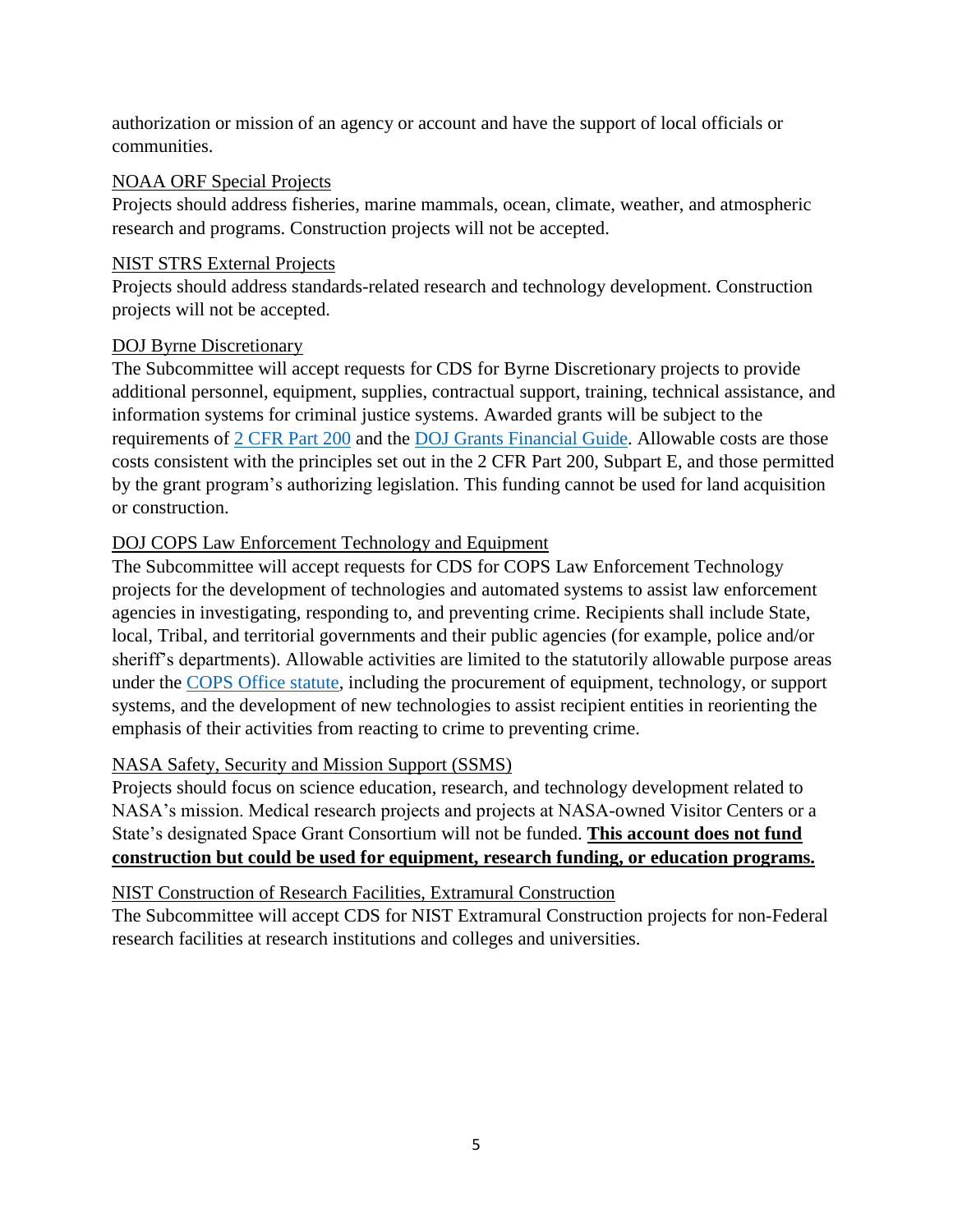authorization or mission of an agency or account and have the support of local officials or communities.

<u>NOAA ORF Special Projects</u>
Projects should address fisheries, marine mammals, ocean, climate, weather, and atmospheric research and programs. Construction projects will not be accepted.

<u>NIST STRS External Projects</u>
Projects should address standards-related research and technology development. Construction projects will not be accepted.

<u>DOJ Byrne Discretionary</u>
The Subcommittee will accept requests for CDS for Byrne Discretionary projects to provide additional personnel, equipment, supplies, contractual support, training, technical assistance, and information systems for criminal justice systems. Awarded grants will be subject to the requirements of [2 CFR Part 200] and the [DOJ Grants Financial Guide]. Allowable costs are those costs consistent with the principles set out in the 2 CFR Part 200, Subpart E, and those permitted by the grant program's authorizing legislation. This funding cannot be used for land acquisition or construction.

<u>DOJ COPS Law Enforcement Technology and Equipment</u>
The Subcommittee will accept requests for CDS for COPS Law Enforcement Technology projects for the development of technologies and automated systems to assist law enforcement agencies in investigating, responding to, and preventing crime. Recipients shall include State, local, Tribal, and territorial governments and their public agencies (for example, police and/or sheriff's departments). Allowable activities are limited to the statutorily allowable purpose areas under the [COPS Office statute], including the procurement of equipment, technology, or support systems, and the development of new technologies to assist recipient entities in reorienting the emphasis of their activities from reacting to crime to preventing crime.

<u>NASA Safety, Security and Mission Support (SSMS)</u>
Projects should focus on science education, research, and technology development related to NASA's mission. Medical research projects and projects at NASA-owned Visitor Centers or a State's designated Space Grant Consortium will not be funded. **<u>This account does not fund construction but could be used for equipment, research funding, or education programs.</u>**

<u>NIST Construction of Research Facilities, Extramural Construction</u>
The Subcommittee will accept CDS for NIST Extramural Construction projects for non-Federal research facilities at research institutions and colleges and universities.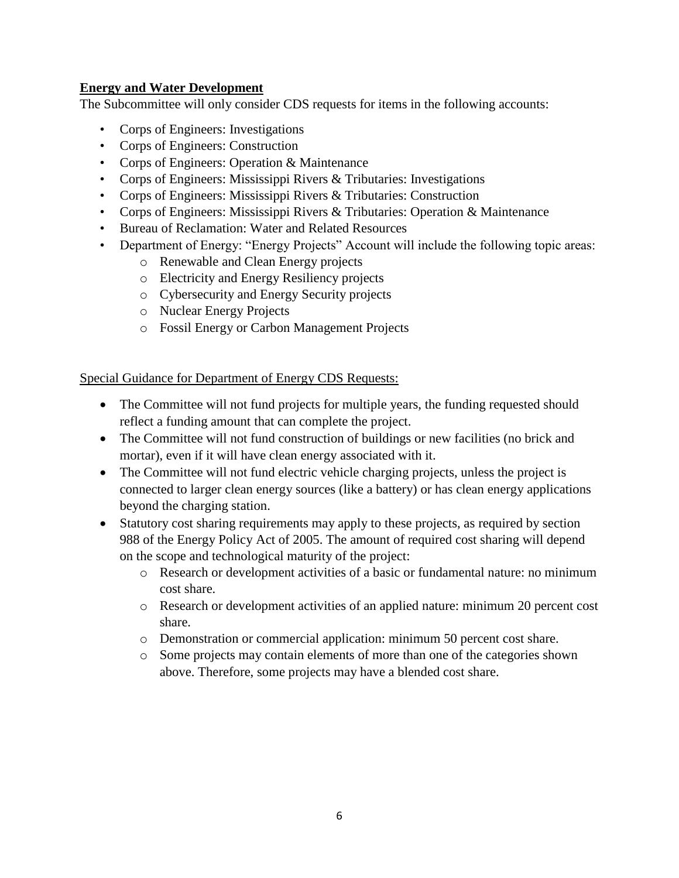**Energy and Water Development**

The Subcommittee will only consider CDS requests for items in the following accounts:

- Corps of Engineers: Investigations
- Corps of Engineers: Construction
- Corps of Engineers: Operation & Maintenance
- Corps of Engineers: Mississippi Rivers & Tributaries: Investigations
- Corps of Engineers: Mississippi Rivers & Tributaries: Construction
- Corps of Engineers: Mississippi Rivers & Tributaries: Operation & Maintenance
- Bureau of Reclamation: Water and Related Resources
- Department of Energy: "Energy Projects" Account will include the following topic areas:
  - Renewable and Clean Energy projects
  - Electricity and Energy Resiliency projects
  - Cybersecurity and Energy Security projects
  - Nuclear Energy Projects
  - Fossil Energy or Carbon Management Projects

Special Guidance for Department of Energy CDS Requests:

- The Committee will not fund projects for multiple years, the funding requested should reflect a funding amount that can complete the project.
- The Committee will not fund construction of buildings or new facilities (no brick and mortar), even if it will have clean energy associated with it.
- The Committee will not fund electric vehicle charging projects, unless the project is connected to larger clean energy sources (like a battery) or has clean energy applications beyond the charging station.
- Statutory cost sharing requirements may apply to these projects, as required by section 988 of the Energy Policy Act of 2005. The amount of required cost sharing will depend on the scope and technological maturity of the project:
  - Research or development activities of a basic or fundamental nature: no minimum cost share.
  - Research or development activities of an applied nature: minimum 20 percent cost share.
  - Demonstration or commercial application: minimum 50 percent cost share.
  - Some projects may contain elements of more than one of the categories shown above. Therefore, some projects may have a blended cost share.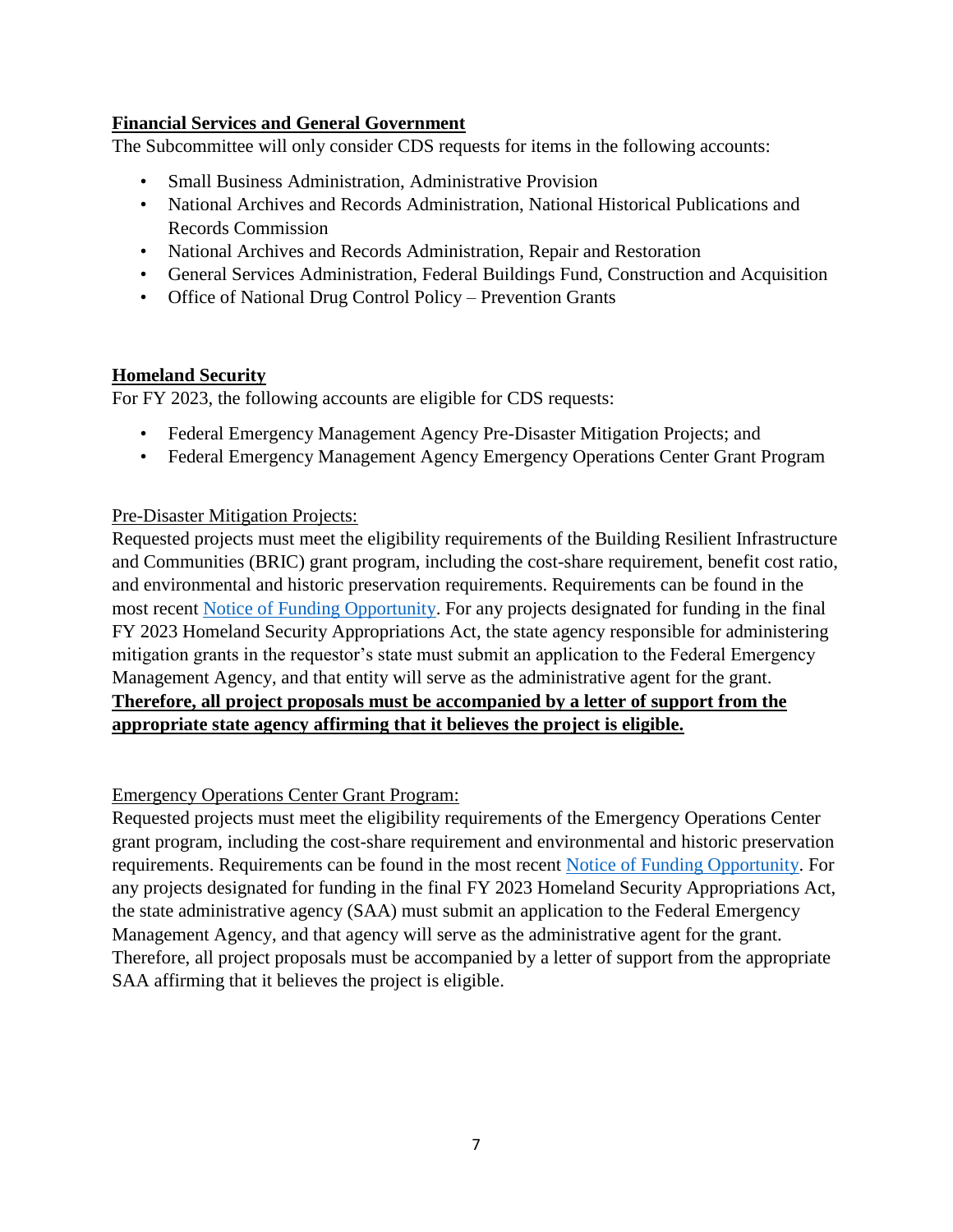## Financial Services and General Government

The Subcommittee will only consider CDS requests for items in the following accounts:

- Small Business Administration, Administrative Provision
- National Archives and Records Administration, National Historical Publications and Records Commission
- National Archives and Records Administration, Repair and Restoration
- General Services Administration, Federal Buildings Fund, Construction and Acquisition
- Office of National Drug Control Policy – Prevention Grants

## Homeland Security

For FY 2023, the following accounts are eligible for CDS requests:

- Federal Emergency Management Agency Pre-Disaster Mitigation Projects; and
- Federal Emergency Management Agency Emergency Operations Center Grant Program

### Pre-Disaster Mitigation Projects:

Requested projects must meet the eligibility requirements of the Building Resilient Infrastructure and Communities (BRIC) grant program, including the cost-share requirement, benefit cost ratio, and environmental and historic preservation requirements. Requirements can be found in the most recent Notice of Funding Opportunity. For any projects designated for funding in the final FY 2023 Homeland Security Appropriations Act, the state agency responsible for administering mitigation grants in the requestor's state must submit an application to the Federal Emergency Management Agency, and that entity will serve as the administrative agent for the grant. **Therefore, all project proposals must be accompanied by a letter of support from the appropriate state agency affirming that it believes the project is eligible.**

### Emergency Operations Center Grant Program:

Requested projects must meet the eligibility requirements of the Emergency Operations Center grant program, including the cost-share requirement and environmental and historic preservation requirements. Requirements can be found in the most recent Notice of Funding Opportunity. For any projects designated for funding in the final FY 2023 Homeland Security Appropriations Act, the state administrative agency (SAA) must submit an application to the Federal Emergency Management Agency, and that agency will serve as the administrative agent for the grant. Therefore, all project proposals must be accompanied by a letter of support from the appropriate SAA affirming that it believes the project is eligible.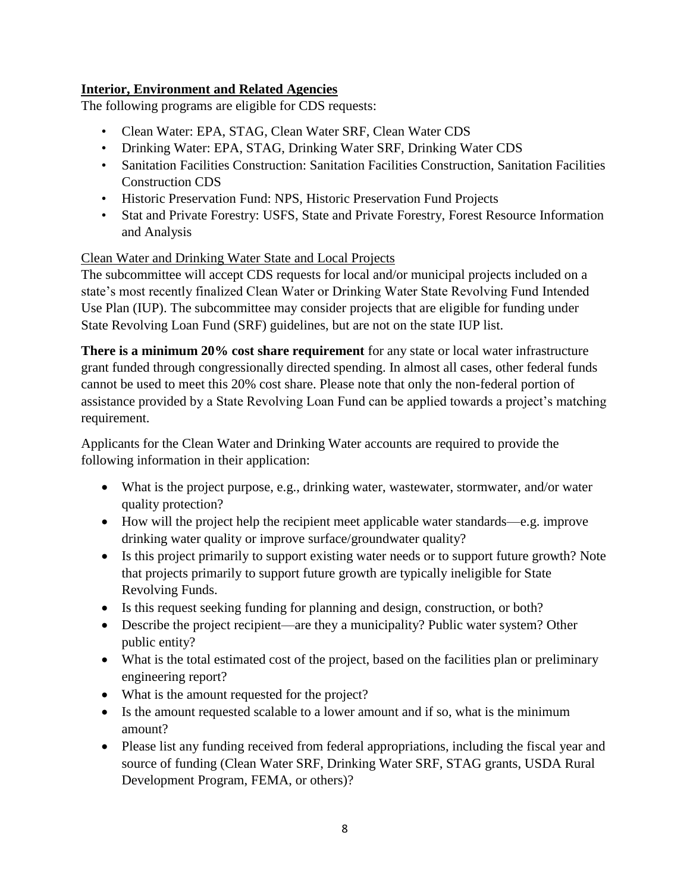**Interior, Environment and Related Agencies**

The following programs are eligible for CDS requests:

- Clean Water: EPA, STAG, Clean Water SRF, Clean Water CDS
- Drinking Water: EPA, STAG, Drinking Water SRF, Drinking Water CDS
- Sanitation Facilities Construction: Sanitation Facilities Construction, Sanitation Facilities Construction CDS
- Historic Preservation Fund: NPS, Historic Preservation Fund Projects
- Stat and Private Forestry: USFS, State and Private Forestry, Forest Resource Information and Analysis

Clean Water and Drinking Water State and Local Projects

The subcommittee will accept CDS requests for local and/or municipal projects included on a state's most recently finalized Clean Water or Drinking Water State Revolving Fund Intended Use Plan (IUP). The subcommittee may consider projects that are eligible for funding under State Revolving Loan Fund (SRF) guidelines, but are not on the state IUP list.

**There is a minimum 20% cost share requirement** for any state or local water infrastructure grant funded through congressionally directed spending. In almost all cases, other federal funds cannot be used to meet this 20% cost share. Please note that only the non-federal portion of assistance provided by a State Revolving Loan Fund can be applied towards a project's matching requirement.

Applicants for the Clean Water and Drinking Water accounts are required to provide the following information in their application:

- What is the project purpose, e.g., drinking water, wastewater, stormwater, and/or water quality protection?
- How will the project help the recipient meet applicable water standards—e.g. improve drinking water quality or improve surface/groundwater quality?
- Is this project primarily to support existing water needs or to support future growth? Note that projects primarily to support future growth are typically ineligible for State Revolving Funds.
- Is this request seeking funding for planning and design, construction, or both?
- Describe the project recipient—are they a municipality? Public water system? Other public entity?
- What is the total estimated cost of the project, based on the facilities plan or preliminary engineering report?
- What is the amount requested for the project?
- Is the amount requested scalable to a lower amount and if so, what is the minimum amount?
- Please list any funding received from federal appropriations, including the fiscal year and source of funding (Clean Water SRF, Drinking Water SRF, STAG grants, USDA Rural Development Program, FEMA, or others)?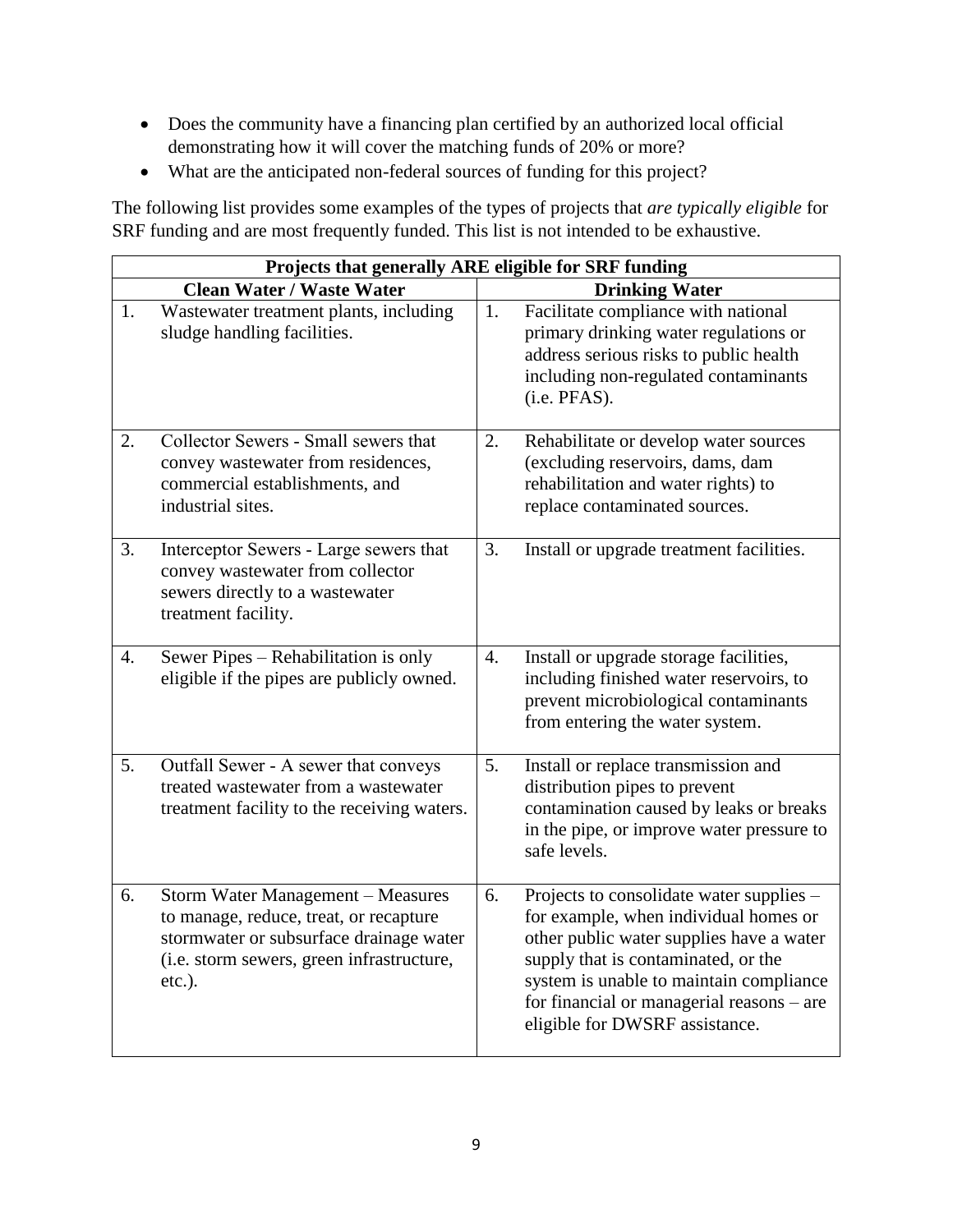- Does the community have a financing plan certified by an authorized local official demonstrating how it will cover the matching funds of 20% or more?
- What are the anticipated non-federal sources of funding for this project?

The following list provides some examples of the types of projects that *are typically eligible* for SRF funding and are most frequently funded. This list is not intended to be exhaustive.

| **Projects that generally ARE eligible for SRF funding** | |
|---|---|
| **Clean Water / Waste Water** | **Drinking Water** |
| 1. Wastewater treatment plants, including sludge handling facilities. | 1. Facilitate compliance with national primary drinking water regulations or address serious risks to public health including non-regulated contaminants (i.e. PFAS). |
| 2. Collector Sewers - Small sewers that convey wastewater from residences, commercial establishments, and industrial sites. | 2. Rehabilitate or develop water sources (excluding reservoirs, dams, dam rehabilitation and water rights) to replace contaminated sources. |
| 3. Interceptor Sewers - Large sewers that convey wastewater from collector sewers directly to a wastewater treatment facility. | 3. Install or upgrade treatment facilities. |
| 4. Sewer Pipes – Rehabilitation is only eligible if the pipes are publicly owned. | 4. Install or upgrade storage facilities, including finished water reservoirs, to prevent microbiological contaminants from entering the water system. |
| 5. Outfall Sewer - A sewer that conveys treated wastewater from a wastewater treatment facility to the receiving waters. | 5. Install or replace transmission and distribution pipes to prevent contamination caused by leaks or breaks in the pipe, or improve water pressure to safe levels. |
| 6. Storm Water Management – Measures to manage, reduce, treat, or recapture stormwater or subsurface drainage water (i.e. storm sewers, green infrastructure, etc.). | 6. Projects to consolidate water supplies – for example, when individual homes or other public water supplies have a water supply that is contaminated, or the system is unable to maintain compliance for financial or managerial reasons – are eligible for DWSRF assistance. |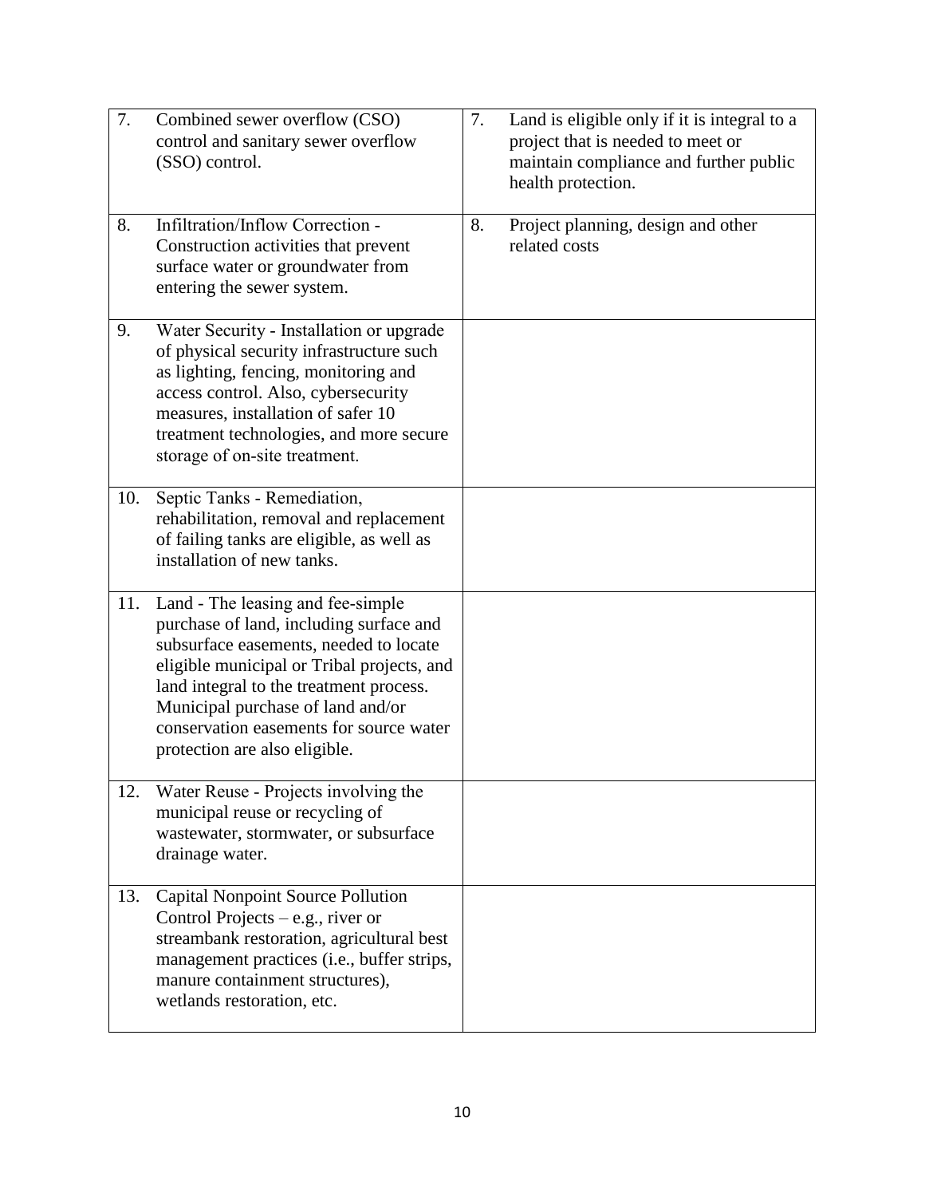| | |
|---|---|
| 7. Combined sewer overflow (CSO) control and sanitary sewer overflow (SSO) control. | 7. Land is eligible only if it is integral to a project that is needed to meet or maintain compliance and further public health protection. |
| 8. Infiltration/Inflow Correction - Construction activities that prevent surface water or groundwater from entering the sewer system. | 8. Project planning, design and other related costs |
| 9. Water Security - Installation or upgrade of physical security infrastructure such as lighting, fencing, monitoring and access control. Also, cybersecurity measures, installation of safer 10 treatment technologies, and more secure storage of on-site treatment. | |
| 10. Septic Tanks - Remediation, rehabilitation, removal and replacement of failing tanks are eligible, as well as installation of new tanks. | |
| 11. Land - The leasing and fee-simple purchase of land, including surface and subsurface easements, needed to locate eligible municipal or Tribal projects, and land integral to the treatment process. Municipal purchase of land and/or conservation easements for source water protection are also eligible. | |
| 12. Water Reuse - Projects involving the municipal reuse or recycling of wastewater, stormwater, or subsurface drainage water. | |
| 13. Capital Nonpoint Source Pollution Control Projects – e.g., river or streambank restoration, agricultural best management practices (i.e., buffer strips, manure containment structures), wetlands restoration, etc. | |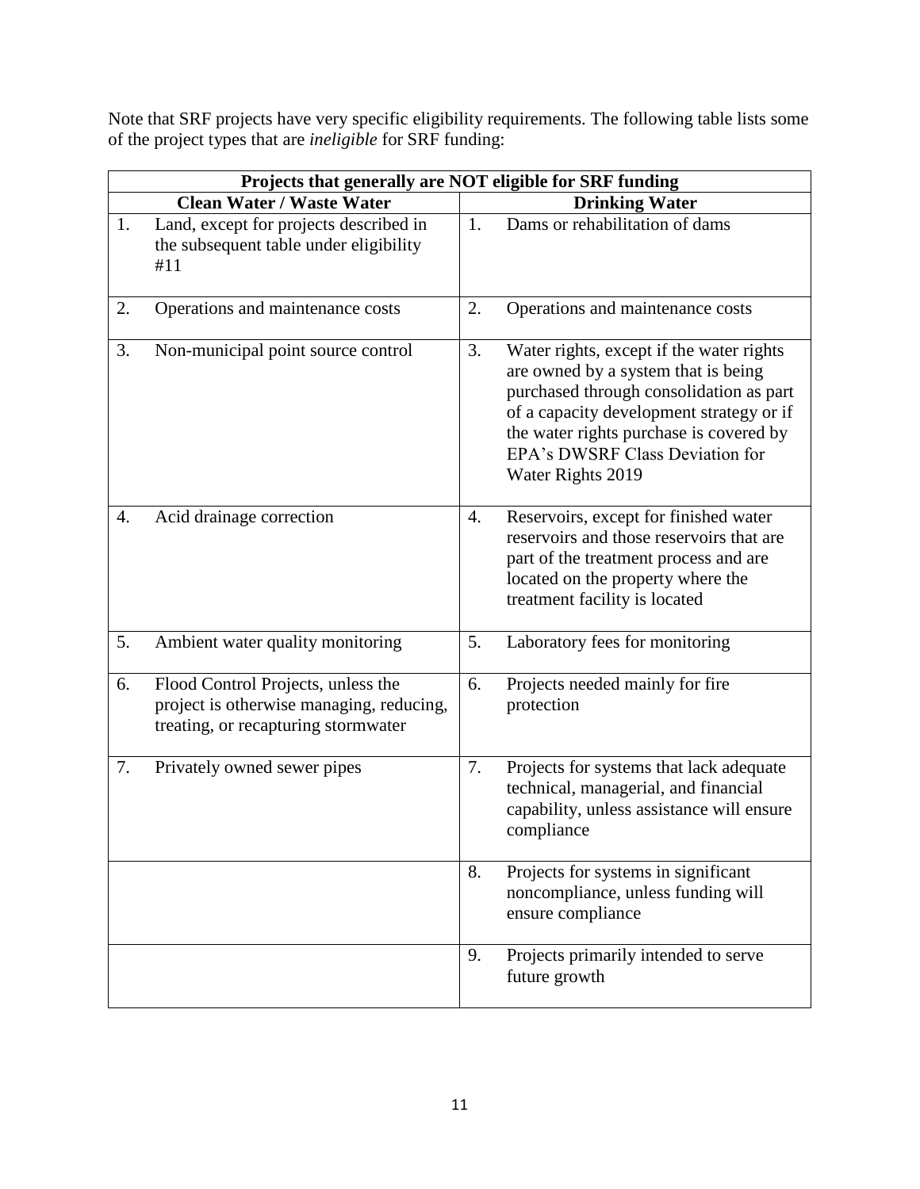Note that SRF projects have very specific eligibility requirements. The following table lists some of the project types that are *ineligible* for SRF funding:

| Projects that generally are NOT eligible for SRF funding | |
|---|---|
| **Clean Water / Waste Water** | **Drinking Water** |
| 1. Land, except for projects described in the subsequent table under eligibility #11 | 1. Dams or rehabilitation of dams |
| 2. Operations and maintenance costs | 2. Operations and maintenance costs |
| 3. Non-municipal point source control | 3. Water rights, except if the water rights are owned by a system that is being purchased through consolidation as part of a capacity development strategy or if the water rights purchase is covered by EPA's DWSRF Class Deviation for Water Rights 2019 |
| 4. Acid drainage correction | 4. Reservoirs, except for finished water reservoirs and those reservoirs that are part of the treatment process and are located on the property where the treatment facility is located |
| 5. Ambient water quality monitoring | 5. Laboratory fees for monitoring |
| 6. Flood Control Projects, unless the project is otherwise managing, reducing, treating, or recapturing stormwater | 6. Projects needed mainly for fire protection |
| 7. Privately owned sewer pipes | 7. Projects for systems that lack adequate technical, managerial, and financial capability, unless assistance will ensure compliance |
| | 8. Projects for systems in significant noncompliance, unless funding will ensure compliance |
| | 9. Projects primarily intended to serve future growth |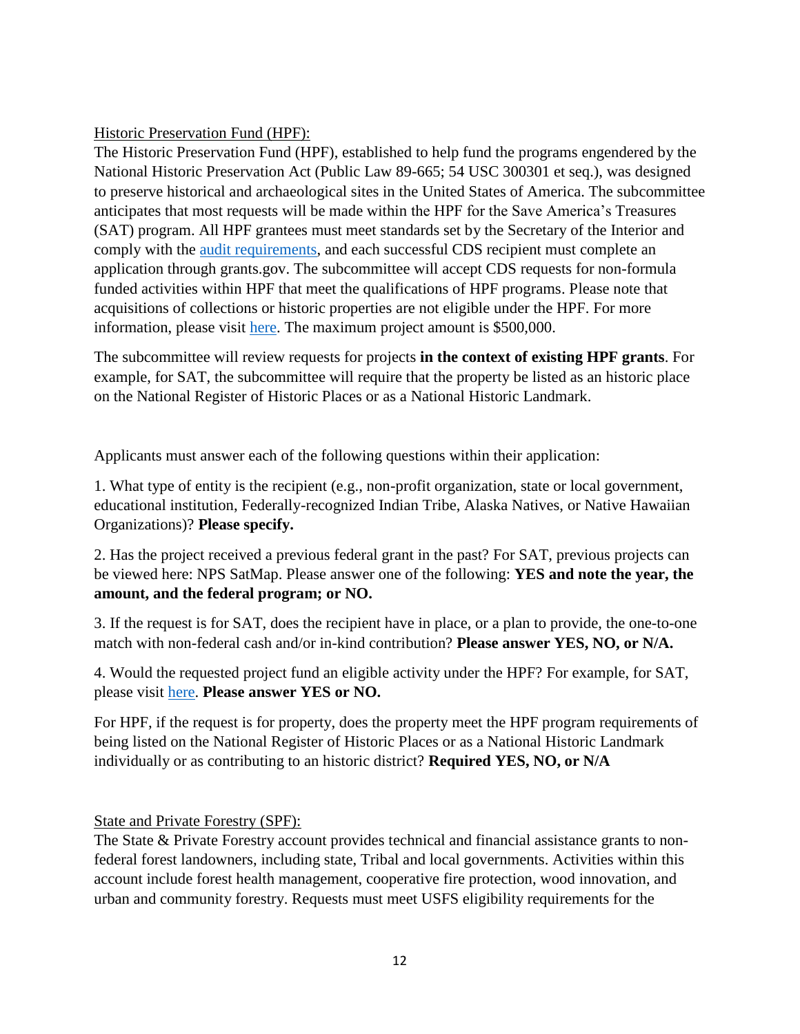Historic Preservation Fund (HPF):

The Historic Preservation Fund (HPF), established to help fund the programs engendered by the National Historic Preservation Act (Public Law 89-665; 54 USC 300301 et seq.), was designed to preserve historical and archaeological sites in the United States of America. The subcommittee anticipates that most requests will be made within the HPF for the Save America's Treasures (SAT) program. All HPF grantees must meet standards set by the Secretary of the Interior and comply with the [audit requirements](), and each successful CDS recipient must complete an application through grants.gov. The subcommittee will accept CDS requests for non-formula funded activities within HPF that meet the qualifications of HPF programs. Please note that acquisitions of collections or historic properties are not eligible under the HPF. For more information, please visit [here](). The maximum project amount is $500,000.

The subcommittee will review requests for projects **in the context of existing HPF grants**. For example, for SAT, the subcommittee will require that the property be listed as an historic place on the National Register of Historic Places or as a National Historic Landmark.

Applicants must answer each of the following questions within their application:

1. What type of entity is the recipient (e.g., non-profit organization, state or local government, educational institution, Federally-recognized Indian Tribe, Alaska Natives, or Native Hawaiian Organizations)? **Please specify.**

2. Has the project received a previous federal grant in the past? For SAT, previous projects can be viewed here: NPS SatMap. Please answer one of the following: **YES and note the year, the amount, and the federal program; or NO.**

3. If the request is for SAT, does the recipient have in place, or a plan to provide, the one-to-one match with non-federal cash and/or in-kind contribution? **Please answer YES, NO, or N/A.**

4. Would the requested project fund an eligible activity under the HPF? For example, for SAT, please visit [here](). **Please answer YES or NO.**

For HPF, if the request is for property, does the property meet the HPF program requirements of being listed on the National Register of Historic Places or as a National Historic Landmark individually or as contributing to an historic district? **Required YES, NO, or N/A**

State and Private Forestry (SPF):

The State & Private Forestry account provides technical and financial assistance grants to non-federal forest landowners, including state, Tribal and local governments. Activities within this account include forest health management, cooperative fire protection, wood innovation, and urban and community forestry. Requests must meet USFS eligibility requirements for the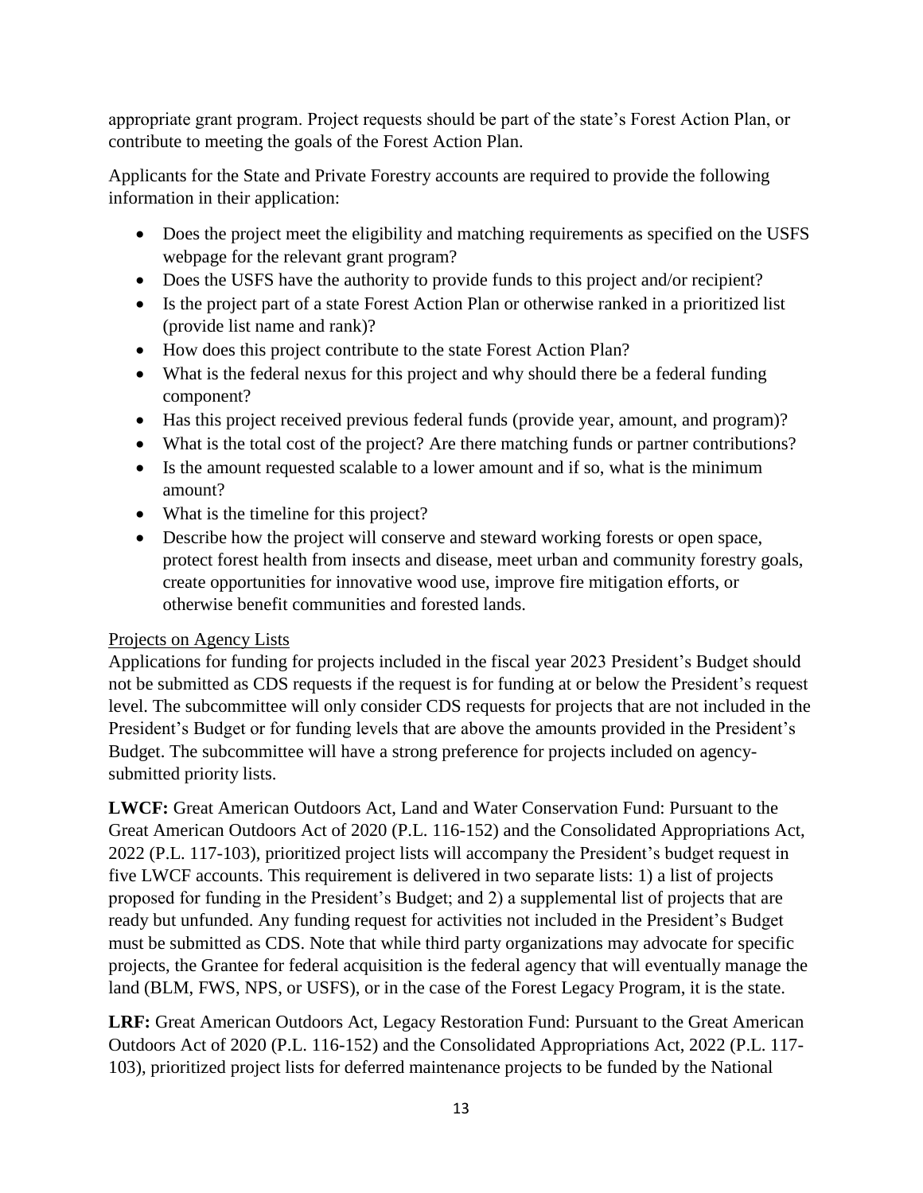appropriate grant program. Project requests should be part of the state's Forest Action Plan, or contribute to meeting the goals of the Forest Action Plan.

Applicants for the State and Private Forestry accounts are required to provide the following information in their application:

- Does the project meet the eligibility and matching requirements as specified on the USFS webpage for the relevant grant program?
- Does the USFS have the authority to provide funds to this project and/or recipient?
- Is the project part of a state Forest Action Plan or otherwise ranked in a prioritized list (provide list name and rank)?
- How does this project contribute to the state Forest Action Plan?
- What is the federal nexus for this project and why should there be a federal funding component?
- Has this project received previous federal funds (provide year, amount, and program)?
- What is the total cost of the project? Are there matching funds or partner contributions?
- Is the amount requested scalable to a lower amount and if so, what is the minimum amount?
- What is the timeline for this project?
- Describe how the project will conserve and steward working forests or open space, protect forest health from insects and disease, meet urban and community forestry goals, create opportunities for innovative wood use, improve fire mitigation efforts, or otherwise benefit communities and forested lands.

Projects on Agency Lists

Applications for funding for projects included in the fiscal year 2023 President's Budget should not be submitted as CDS requests if the request is for funding at or below the President's request level. The subcommittee will only consider CDS requests for projects that are not included in the President's Budget or for funding levels that are above the amounts provided in the President's Budget. The subcommittee will have a strong preference for projects included on agency-submitted priority lists.

**LWCF:** Great American Outdoors Act, Land and Water Conservation Fund: Pursuant to the Great American Outdoors Act of 2020 (P.L. 116-152) and the Consolidated Appropriations Act, 2022 (P.L. 117-103), prioritized project lists will accompany the President's budget request in five LWCF accounts. This requirement is delivered in two separate lists: 1) a list of projects proposed for funding in the President's Budget; and 2) a supplemental list of projects that are ready but unfunded. Any funding request for activities not included in the President's Budget must be submitted as CDS. Note that while third party organizations may advocate for specific projects, the Grantee for federal acquisition is the federal agency that will eventually manage the land (BLM, FWS, NPS, or USFS), or in the case of the Forest Legacy Program, it is the state.

**LRF:** Great American Outdoors Act, Legacy Restoration Fund: Pursuant to the Great American Outdoors Act of 2020 (P.L. 116-152) and the Consolidated Appropriations Act, 2022 (P.L. 117-103), prioritized project lists for deferred maintenance projects to be funded by the National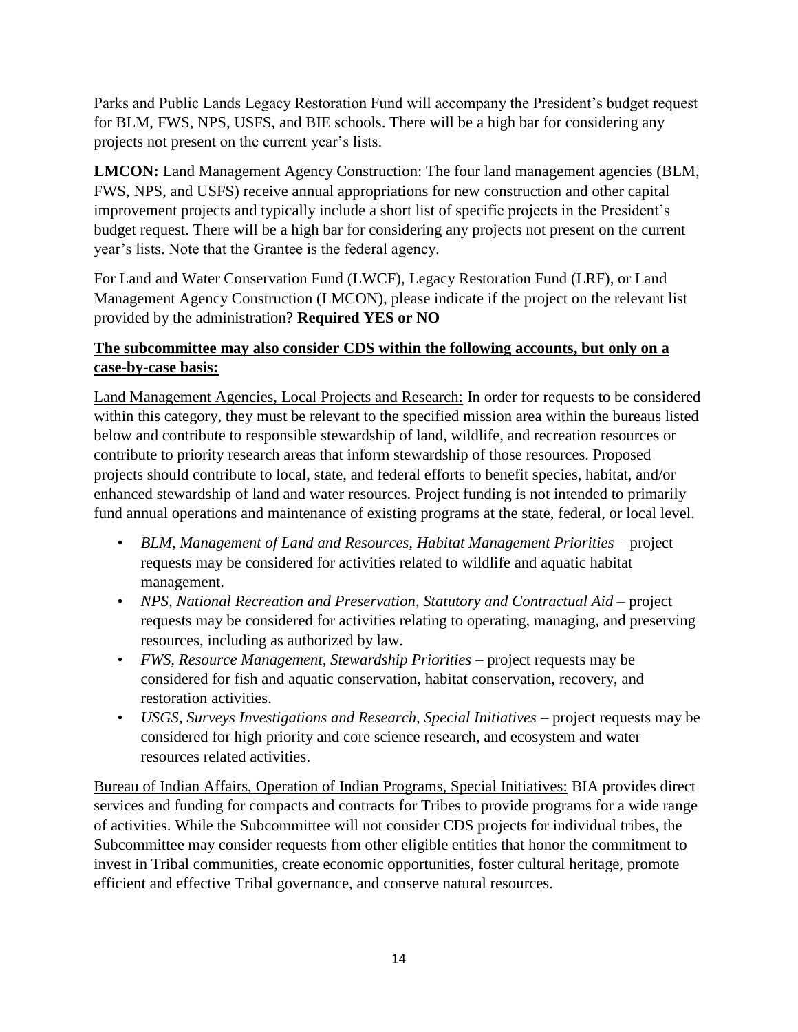Parks and Public Lands Legacy Restoration Fund will accompany the President's budget request for BLM, FWS, NPS, USFS, and BIE schools. There will be a high bar for considering any projects not present on the current year's lists.

**LMCON:** Land Management Agency Construction: The four land management agencies (BLM, FWS, NPS, and USFS) receive annual appropriations for new construction and other capital improvement projects and typically include a short list of specific projects in the President's budget request. There will be a high bar for considering any projects not present on the current year's lists. Note that the Grantee is the federal agency.

For Land and Water Conservation Fund (LWCF), Legacy Restoration Fund (LRF), or Land Management Agency Construction (LMCON), please indicate if the project on the relevant list provided by the administration? **Required YES or NO**

<u>**The subcommittee may also consider CDS within the following accounts, but only on a case-by-case basis:**</u>

<u>Land Management Agencies, Local Projects and Research:</u> In order for requests to be considered within this category, they must be relevant to the specified mission area within the bureaus listed below and contribute to responsible stewardship of land, wildlife, and recreation resources or contribute to priority research areas that inform stewardship of those resources. Proposed projects should contribute to local, state, and federal efforts to benefit species, habitat, and/or enhanced stewardship of land and water resources. Project funding is not intended to primarily fund annual operations and maintenance of existing programs at the state, federal, or local level.

- *BLM, Management of Land and Resources, Habitat Management Priorities* – project requests may be considered for activities related to wildlife and aquatic habitat management.
- *NPS, National Recreation and Preservation, Statutory and Contractual Aid* – project requests may be considered for activities relating to operating, managing, and preserving resources, including as authorized by law.
- *FWS, Resource Management, Stewardship Priorities* – project requests may be considered for fish and aquatic conservation, habitat conservation, recovery, and restoration activities.
- *USGS, Surveys Investigations and Research, Special Initiatives* – project requests may be considered for high priority and core science research, and ecosystem and water resources related activities.

<u>Bureau of Indian Affairs, Operation of Indian Programs, Special Initiatives:</u> BIA provides direct services and funding for compacts and contracts for Tribes to provide programs for a wide range of activities. While the Subcommittee will not consider CDS projects for individual tribes, the Subcommittee may consider requests from other eligible entities that honor the commitment to invest in Tribal communities, create economic opportunities, foster cultural heritage, promote efficient and effective Tribal governance, and conserve natural resources.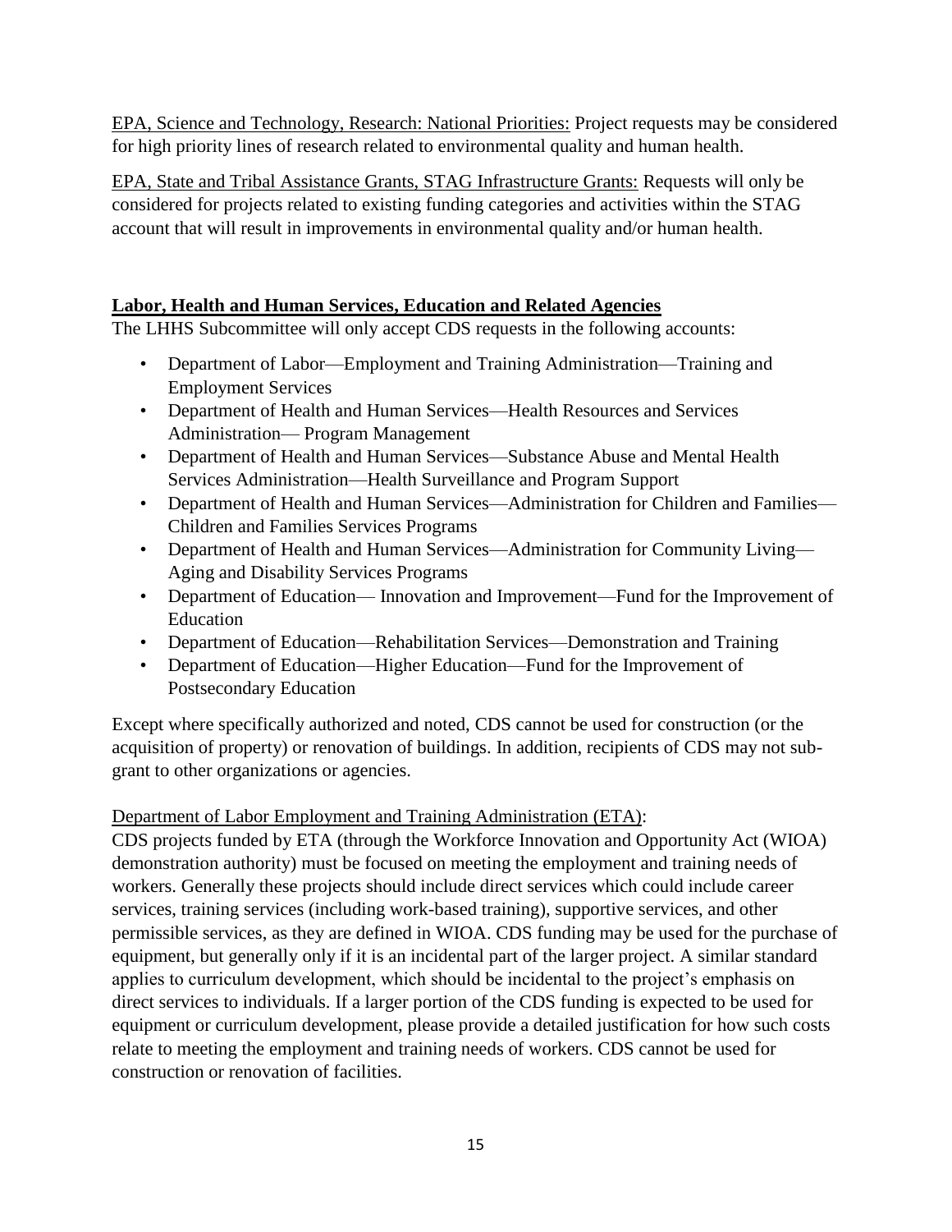EPA, Science and Technology, Research: National Priorities: Project requests may be considered for high priority lines of research related to environmental quality and human health.

EPA, State and Tribal Assistance Grants, STAG Infrastructure Grants: Requests will only be considered for projects related to existing funding categories and activities within the STAG account that will result in improvements in environmental quality and/or human health.

## Labor, Health and Human Services, Education and Related Agencies

The LHHS Subcommittee will only accept CDS requests in the following accounts:

- Department of Labor—Employment and Training Administration—Training and Employment Services
- Department of Health and Human Services—Health Resources and Services Administration— Program Management
- Department of Health and Human Services—Substance Abuse and Mental Health Services Administration—Health Surveillance and Program Support
- Department of Health and Human Services—Administration for Children and Families—Children and Families Services Programs
- Department of Health and Human Services—Administration for Community Living—Aging and Disability Services Programs
- Department of Education— Innovation and Improvement—Fund for the Improvement of Education
- Department of Education—Rehabilitation Services—Demonstration and Training
- Department of Education—Higher Education—Fund for the Improvement of Postsecondary Education

Except where specifically authorized and noted, CDS cannot be used for construction (or the acquisition of property) or renovation of buildings. In addition, recipients of CDS may not sub-grant to other organizations or agencies.

Department of Labor Employment and Training Administration (ETA):

CDS projects funded by ETA (through the Workforce Innovation and Opportunity Act (WIOA) demonstration authority) must be focused on meeting the employment and training needs of workers. Generally these projects should include direct services which could include career services, training services (including work-based training), supportive services, and other permissible services, as they are defined in WIOA. CDS funding may be used for the purchase of equipment, but generally only if it is an incidental part of the larger project. A similar standard applies to curriculum development, which should be incidental to the project's emphasis on direct services to individuals. If a larger portion of the CDS funding is expected to be used for equipment or curriculum development, please provide a detailed justification for how such costs relate to meeting the employment and training needs of workers. CDS cannot be used for construction or renovation of facilities.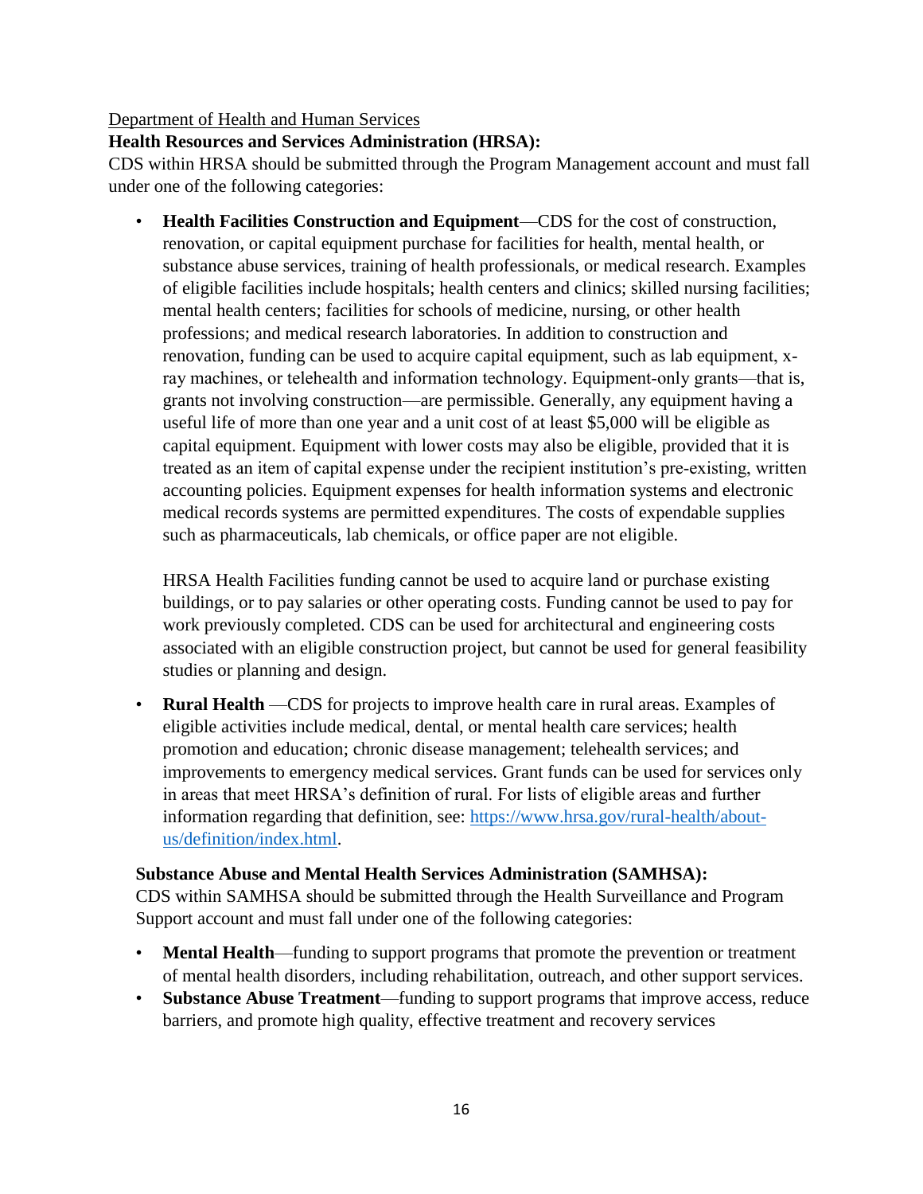Department of Health and Human Services

**Health Resources and Services Administration (HRSA):**

CDS within HRSA should be submitted through the Program Management account and must fall under one of the following categories:

- **Health Facilities Construction and Equipment**—CDS for the cost of construction, renovation, or capital equipment purchase for facilities for health, mental health, or substance abuse services, training of health professionals, or medical research. Examples of eligible facilities include hospitals; health centers and clinics; skilled nursing facilities; mental health centers; facilities for schools of medicine, nursing, or other health professions; and medical research laboratories. In addition to construction and renovation, funding can be used to acquire capital equipment, such as lab equipment, x-ray machines, or telehealth and information technology. Equipment-only grants—that is, grants not involving construction—are permissible. Generally, any equipment having a useful life of more than one year and a unit cost of at least $5,000 will be eligible as capital equipment. Equipment with lower costs may also be eligible, provided that it is treated as an item of capital expense under the recipient institution's pre-existing, written accounting policies. Equipment expenses for health information systems and electronic medical records systems are permitted expenditures. The costs of expendable supplies such as pharmaceuticals, lab chemicals, or office paper are not eligible.

  HRSA Health Facilities funding cannot be used to acquire land or purchase existing buildings, or to pay salaries or other operating costs. Funding cannot be used to pay for work previously completed. CDS can be used for architectural and engineering costs associated with an eligible construction project, but cannot be used for general feasibility studies or planning and design.

- **Rural Health** —CDS for projects to improve health care in rural areas. Examples of eligible activities include medical, dental, or mental health care services; health promotion and education; chronic disease management; telehealth services; and improvements to emergency medical services. Grant funds can be used for services only in areas that meet HRSA's definition of rural. For lists of eligible areas and further information regarding that definition, see: [https://www.hrsa.gov/rural-health/about-us/definition/index.html](https://www.hrsa.gov/rural-health/about-us/definition/index.html).

**Substance Abuse and Mental Health Services Administration (SAMHSA):**

CDS within SAMHSA should be submitted through the Health Surveillance and Program Support account and must fall under one of the following categories:

- **Mental Health**—funding to support programs that promote the prevention or treatment of mental health disorders, including rehabilitation, outreach, and other support services.
- **Substance Abuse Treatment**—funding to support programs that improve access, reduce barriers, and promote high quality, effective treatment and recovery services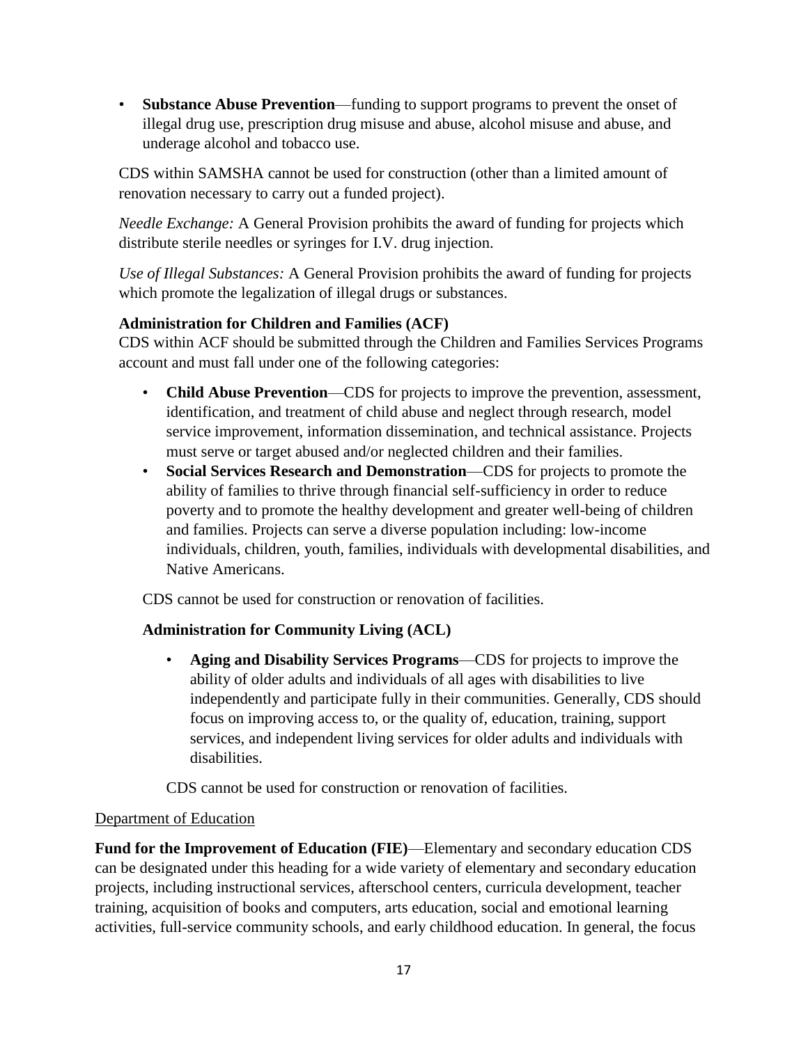- **Substance Abuse Prevention**—funding to support programs to prevent the onset of illegal drug use, prescription drug misuse and abuse, alcohol misuse and abuse, and underage alcohol and tobacco use.

CDS within SAMSHA cannot be used for construction (other than a limited amount of renovation necessary to carry out a funded project).

*Needle Exchange:* A General Provision prohibits the award of funding for projects which distribute sterile needles or syringes for I.V. drug injection.

*Use of Illegal Substances:* A General Provision prohibits the award of funding for projects which promote the legalization of illegal drugs or substances.

**Administration for Children and Families (ACF)**
CDS within ACF should be submitted through the Children and Families Services Programs account and must fall under one of the following categories:

- **Child Abuse Prevention**—CDS for projects to improve the prevention, assessment, identification, and treatment of child abuse and neglect through research, model service improvement, information dissemination, and technical assistance. Projects must serve or target abused and/or neglected children and their families.
- **Social Services Research and Demonstration**—CDS for projects to promote the ability of families to thrive through financial self-sufficiency in order to reduce poverty and to promote the healthy development and greater well-being of children and families. Projects can serve a diverse population including: low-income individuals, children, youth, families, individuals with developmental disabilities, and Native Americans.

CDS cannot be used for construction or renovation of facilities.

**Administration for Community Living (ACL)**

- **Aging and Disability Services Programs**—CDS for projects to improve the ability of older adults and individuals of all ages with disabilities to live independently and participate fully in their communities. Generally, CDS should focus on improving access to, or the quality of, education, training, support services, and independent living services for older adults and individuals with disabilities.

CDS cannot be used for construction or renovation of facilities.

<u>Department of Education</u>

**Fund for the Improvement of Education (FIE)**—Elementary and secondary education CDS can be designated under this heading for a wide variety of elementary and secondary education projects, including instructional services, afterschool centers, curricula development, teacher training, acquisition of books and computers, arts education, social and emotional learning activities, full-service community schools, and early childhood education. In general, the focus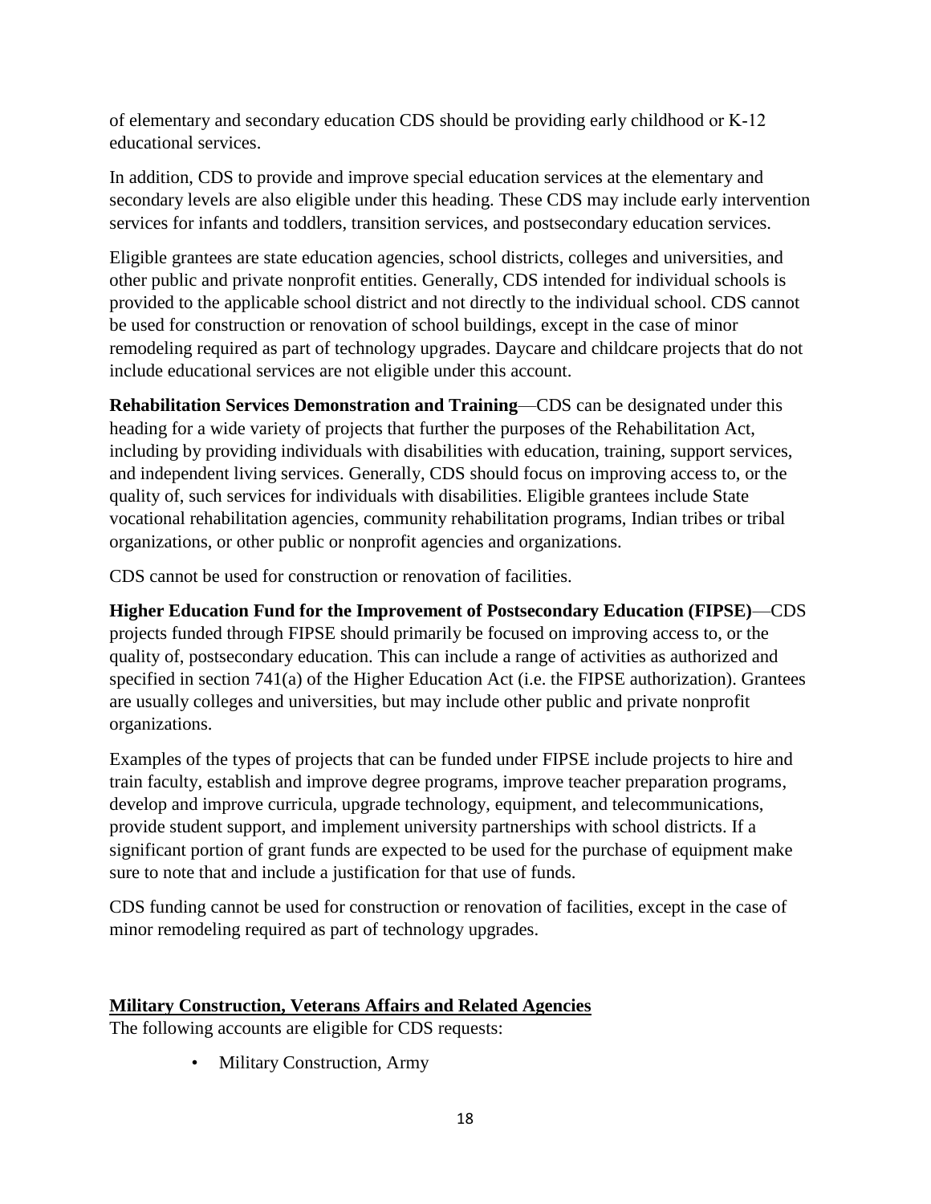of elementary and secondary education CDS should be providing early childhood or K-12 educational services.

In addition, CDS to provide and improve special education services at the elementary and secondary levels are also eligible under this heading. These CDS may include early intervention services for infants and toddlers, transition services, and postsecondary education services.

Eligible grantees are state education agencies, school districts, colleges and universities, and other public and private nonprofit entities. Generally, CDS intended for individual schools is provided to the applicable school district and not directly to the individual school. CDS cannot be used for construction or renovation of school buildings, except in the case of minor remodeling required as part of technology upgrades. Daycare and childcare projects that do not include educational services are not eligible under this account.

**Rehabilitation Services Demonstration and Training**—CDS can be designated under this heading for a wide variety of projects that further the purposes of the Rehabilitation Act, including by providing individuals with disabilities with education, training, support services, and independent living services. Generally, CDS should focus on improving access to, or the quality of, such services for individuals with disabilities. Eligible grantees include State vocational rehabilitation agencies, community rehabilitation programs, Indian tribes or tribal organizations, or other public or nonprofit agencies and organizations.

CDS cannot be used for construction or renovation of facilities.

**Higher Education Fund for the Improvement of Postsecondary Education (FIPSE)**—CDS projects funded through FIPSE should primarily be focused on improving access to, or the quality of, postsecondary education. This can include a range of activities as authorized and specified in section 741(a) of the Higher Education Act (i.e. the FIPSE authorization). Grantees are usually colleges and universities, but may include other public and private nonprofit organizations.

Examples of the types of projects that can be funded under FIPSE include projects to hire and train faculty, establish and improve degree programs, improve teacher preparation programs, develop and improve curricula, upgrade technology, equipment, and telecommunications, provide student support, and implement university partnerships with school districts. If a significant portion of grant funds are expected to be used for the purchase of equipment make sure to note that and include a justification for that use of funds.

CDS funding cannot be used for construction or renovation of facilities, except in the case of minor remodeling required as part of technology upgrades.

## Military Construction, Veterans Affairs and Related Agencies

The following accounts are eligible for CDS requests:

- Military Construction, Army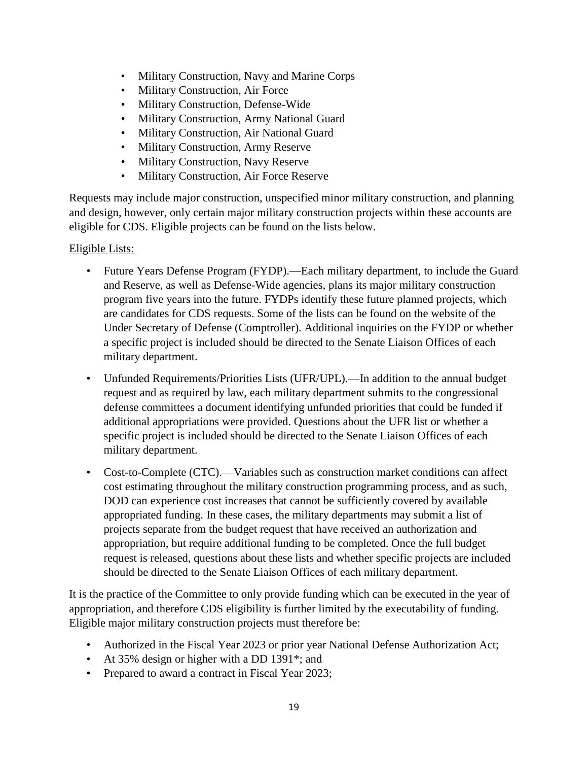- Military Construction, Navy and Marine Corps
- Military Construction, Air Force
- Military Construction, Defense-Wide
- Military Construction, Army National Guard
- Military Construction, Air National Guard
- Military Construction, Army Reserve
- Military Construction, Navy Reserve
- Military Construction, Air Force Reserve

Requests may include major construction, unspecified minor military construction, and planning and design, however, only certain major military construction projects within these accounts are eligible for CDS. Eligible projects can be found on the lists below.

<u>Eligible Lists:</u>

- Future Years Defense Program (FYDP).—Each military department, to include the Guard and Reserve, as well as Defense-Wide agencies, plans its major military construction program five years into the future. FYDPs identify these future planned projects, which are candidates for CDS requests. Some of the lists can be found on the website of the Under Secretary of Defense (Comptroller). Additional inquiries on the FYDP or whether a specific project is included should be directed to the Senate Liaison Offices of each military department.
- Unfunded Requirements/Priorities Lists (UFR/UPL).—In addition to the annual budget request and as required by law, each military department submits to the congressional defense committees a document identifying unfunded priorities that could be funded if additional appropriations were provided. Questions about the UFR list or whether a specific project is included should be directed to the Senate Liaison Offices of each military department.
- Cost-to-Complete (CTC).—Variables such as construction market conditions can affect cost estimating throughout the military construction programming process, and as such, DOD can experience cost increases that cannot be sufficiently covered by available appropriated funding. In these cases, the military departments may submit a list of projects separate from the budget request that have received an authorization and appropriation, but require additional funding to be completed. Once the full budget request is released, questions about these lists and whether specific projects are included should be directed to the Senate Liaison Offices of each military department.

It is the practice of the Committee to only provide funding which can be executed in the year of appropriation, and therefore CDS eligibility is further limited by the executability of funding. Eligible major military construction projects must therefore be:

- Authorized in the Fiscal Year 2023 or prior year National Defense Authorization Act;
- At 35% design or higher with a DD 1391*; and
- Prepared to award a contract in Fiscal Year 2023;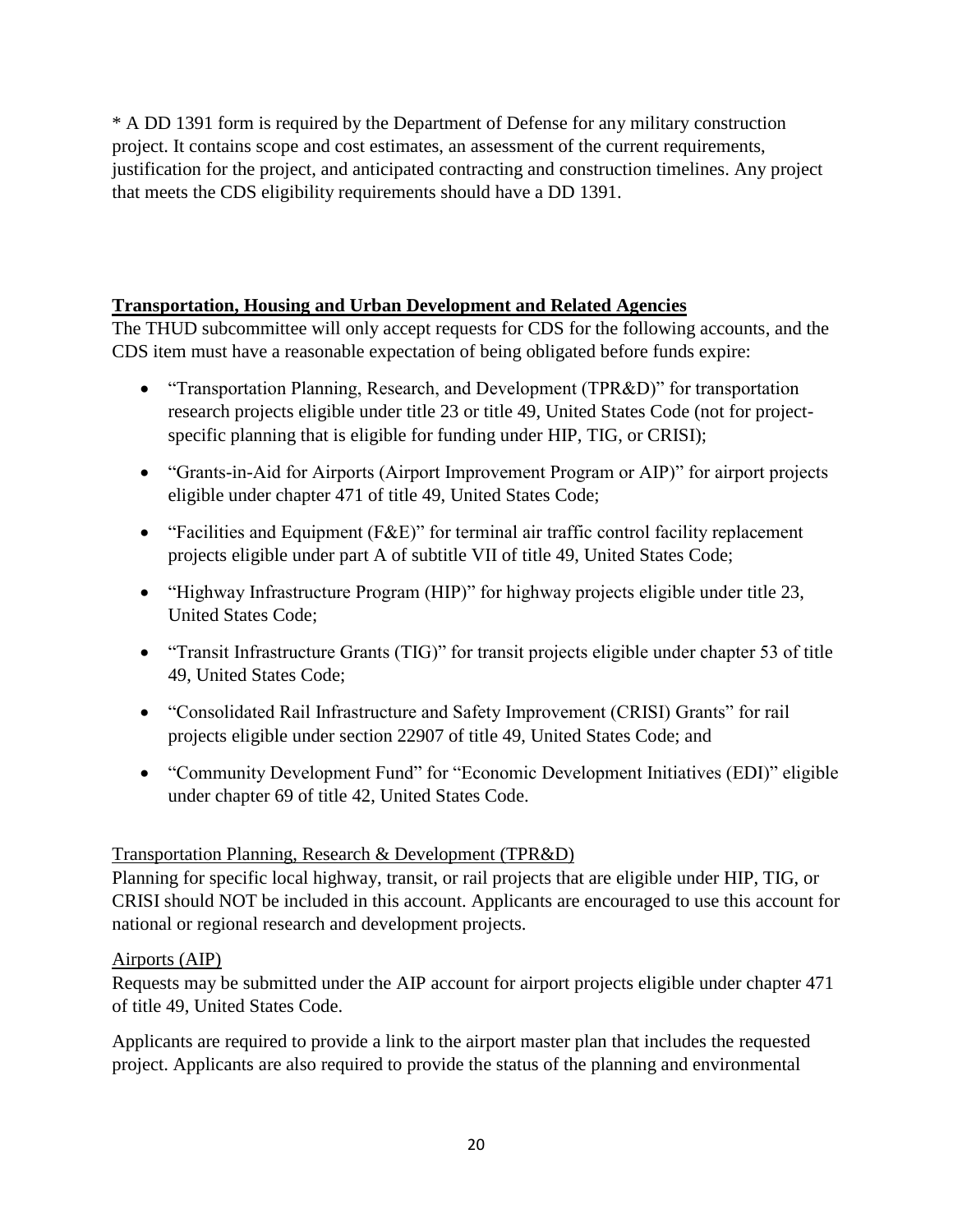* A DD 1391 form is required by the Department of Defense for any military construction project. It contains scope and cost estimates, an assessment of the current requirements, justification for the project, and anticipated contracting and construction timelines. Any project that meets the CDS eligibility requirements should have a DD 1391.

## Transportation, Housing and Urban Development and Related Agencies

The THUD subcommittee will only accept requests for CDS for the following accounts, and the CDS item must have a reasonable expectation of being obligated before funds expire:

- "Transportation Planning, Research, and Development (TPR&D)" for transportation research projects eligible under title 23 or title 49, United States Code (not for project-specific planning that is eligible for funding under HIP, TIG, or CRISI);
- "Grants-in-Aid for Airports (Airport Improvement Program or AIP)" for airport projects eligible under chapter 471 of title 49, United States Code;
- "Facilities and Equipment (F&E)" for terminal air traffic control facility replacement projects eligible under part A of subtitle VII of title 49, United States Code;
- "Highway Infrastructure Program (HIP)" for highway projects eligible under title 23, United States Code;
- "Transit Infrastructure Grants (TIG)" for transit projects eligible under chapter 53 of title 49, United States Code;
- "Consolidated Rail Infrastructure and Safety Improvement (CRISI) Grants" for rail projects eligible under section 22907 of title 49, United States Code; and
- "Community Development Fund" for "Economic Development Initiatives (EDI)" eligible under chapter 69 of title 42, United States Code.

### Transportation Planning, Research & Development (TPR&D)

Planning for specific local highway, transit, or rail projects that are eligible under HIP, TIG, or CRISI should NOT be included in this account. Applicants are encouraged to use this account for national or regional research and development projects.

### Airports (AIP)

Requests may be submitted under the AIP account for airport projects eligible under chapter 471 of title 49, United States Code.

Applicants are required to provide a link to the airport master plan that includes the requested project. Applicants are also required to provide the status of the planning and environmental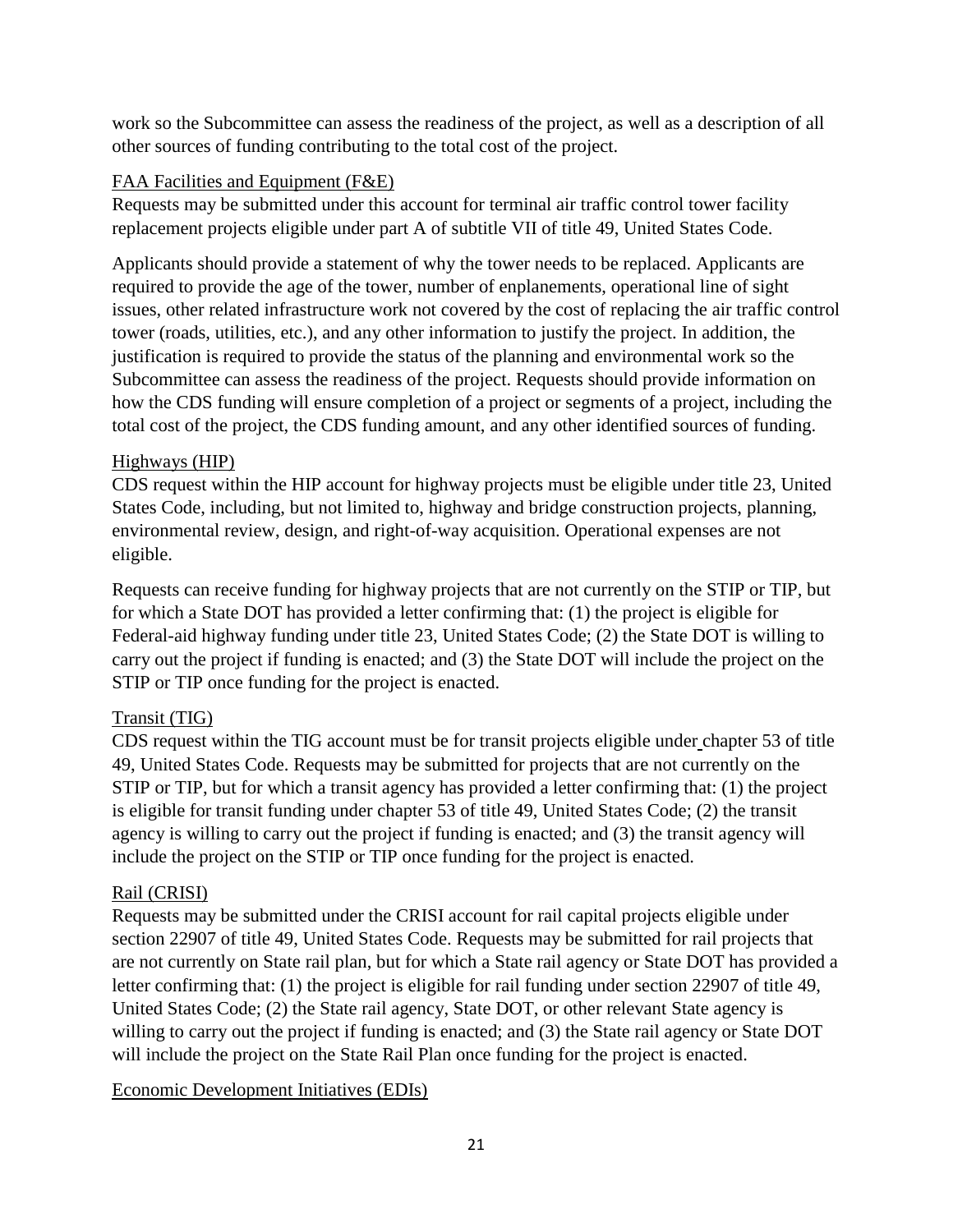work so the Subcommittee can assess the readiness of the project, as well as a description of all other sources of funding contributing to the total cost of the project.

<u>FAA Facilities and Equipment (F&E)</u>
Requests may be submitted under this account for terminal air traffic control tower facility replacement projects eligible under part A of subtitle VII of title 49, United States Code.

Applicants should provide a statement of why the tower needs to be replaced. Applicants are required to provide the age of the tower, number of enplanements, operational line of sight issues, other related infrastructure work not covered by the cost of replacing the air traffic control tower (roads, utilities, etc.), and any other information to justify the project. In addition, the justification is required to provide the status of the planning and environmental work so the Subcommittee can assess the readiness of the project. Requests should provide information on how the CDS funding will ensure completion of a project or segments of a project, including the total cost of the project, the CDS funding amount, and any other identified sources of funding.

<u>Highways (HIP)</u>
CDS request within the HIP account for highway projects must be eligible under title 23, United States Code, including, but not limited to, highway and bridge construction projects, planning, environmental review, design, and right-of-way acquisition. Operational expenses are not eligible.

Requests can receive funding for highway projects that are not currently on the STIP or TIP, but for which a State DOT has provided a letter confirming that: (1) the project is eligible for Federal-aid highway funding under title 23, United States Code; (2) the State DOT is willing to carry out the project if funding is enacted; and (3) the State DOT will include the project on the STIP or TIP once funding for the project is enacted.

<u>Transit (TIG)</u>
CDS request within the TIG account must be for transit projects eligible under chapter 53 of title 49, United States Code. Requests may be submitted for projects that are not currently on the STIP or TIP, but for which a transit agency has provided a letter confirming that: (1) the project is eligible for transit funding under chapter 53 of title 49, United States Code; (2) the transit agency is willing to carry out the project if funding is enacted; and (3) the transit agency will include the project on the STIP or TIP once funding for the project is enacted.

<u>Rail (CRISI)</u>
Requests may be submitted under the CRISI account for rail capital projects eligible under section 22907 of title 49, United States Code. Requests may be submitted for rail projects that are not currently on State rail plan, but for which a State rail agency or State DOT has provided a letter confirming that: (1) the project is eligible for rail funding under section 22907 of title 49, United States Code; (2) the State rail agency, State DOT, or other relevant State agency is willing to carry out the project if funding is enacted; and (3) the State rail agency or State DOT will include the project on the State Rail Plan once funding for the project is enacted.

<u>Economic Development Initiatives (EDIs)</u>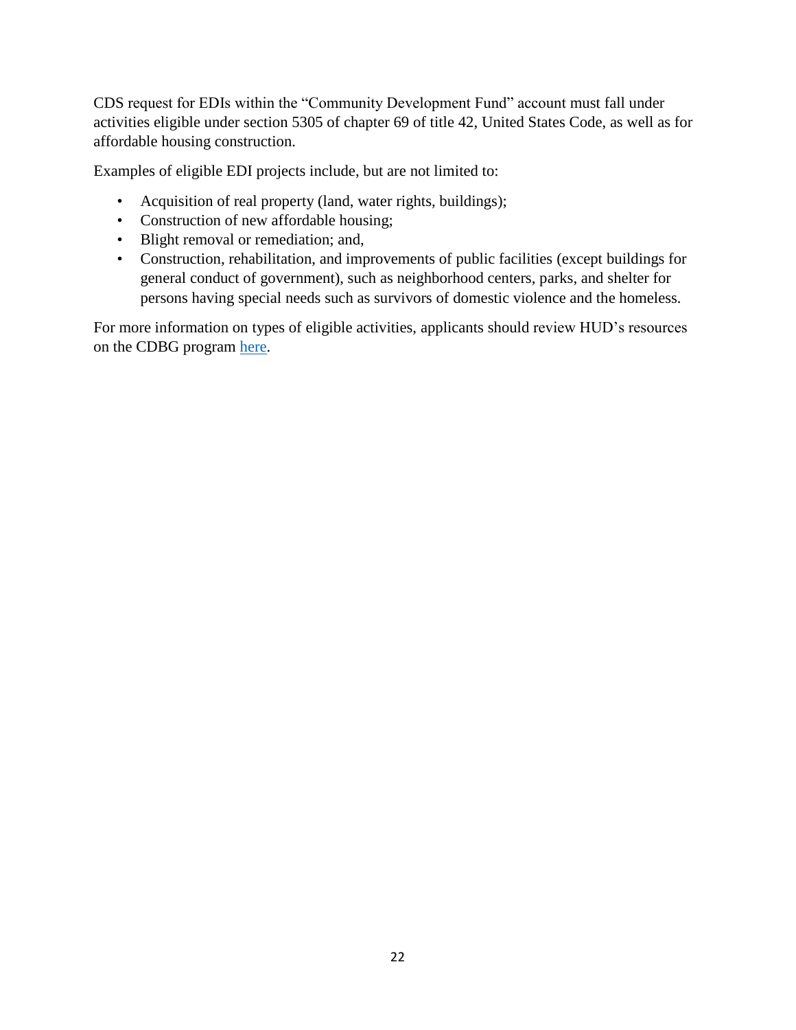CDS request for EDIs within the “Community Development Fund” account must fall under activities eligible under section 5305 of chapter 69 of title 42, United States Code, as well as for affordable housing construction.

Examples of eligible EDI projects include, but are not limited to:

- Acquisition of real property (land, water rights, buildings);
- Construction of new affordable housing;
- Blight removal or remediation; and,
- Construction, rehabilitation, and improvements of public facilities (except buildings for general conduct of government), such as neighborhood centers, parks, and shelter for persons having special needs such as survivors of domestic violence and the homeless.

For more information on types of eligible activities, applicants should review HUD’s resources on the CDBG program here.